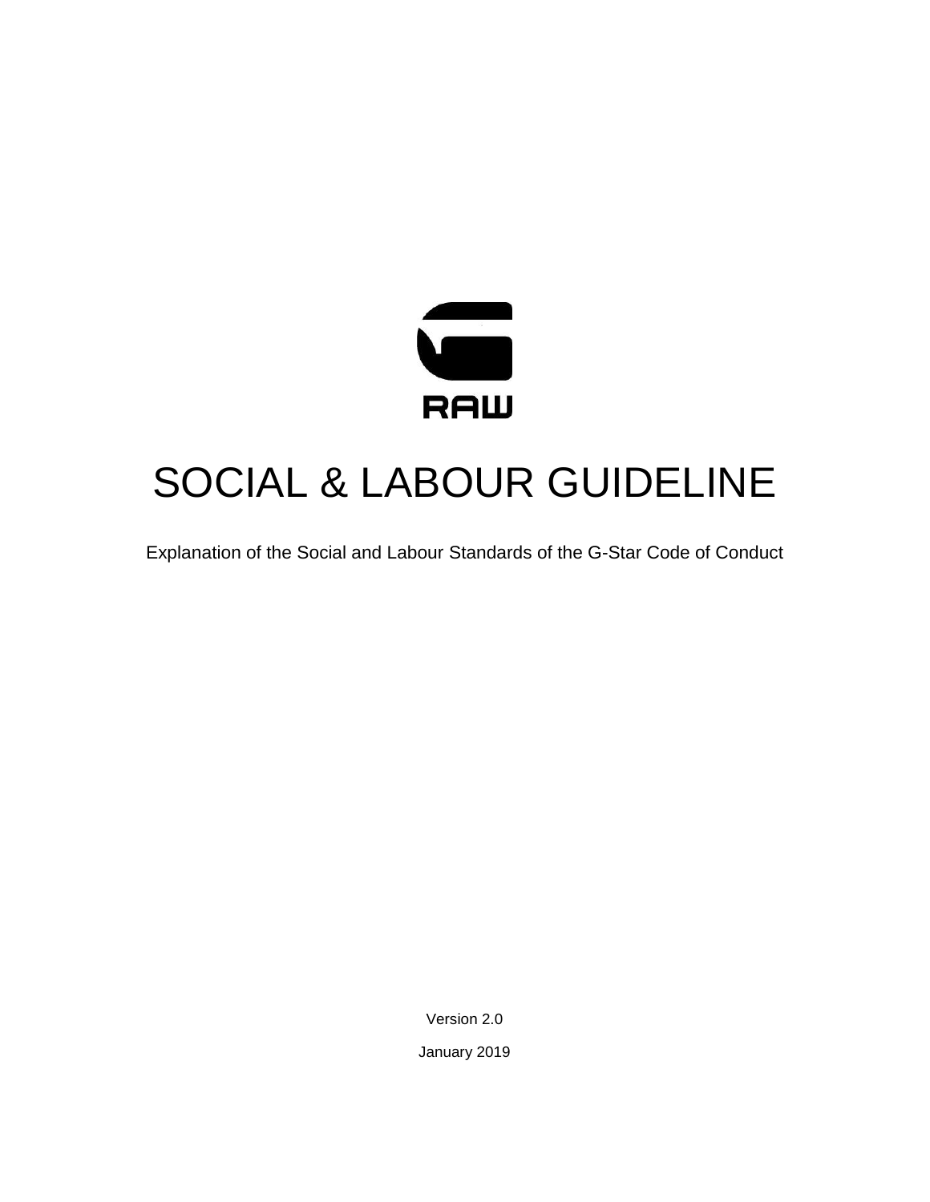RAW

# SOCIAL & LABOUR GUIDELINE

Explanation of the Social and Labour Standards of the G-Star Code of Conduct

Version 2.0

January 2019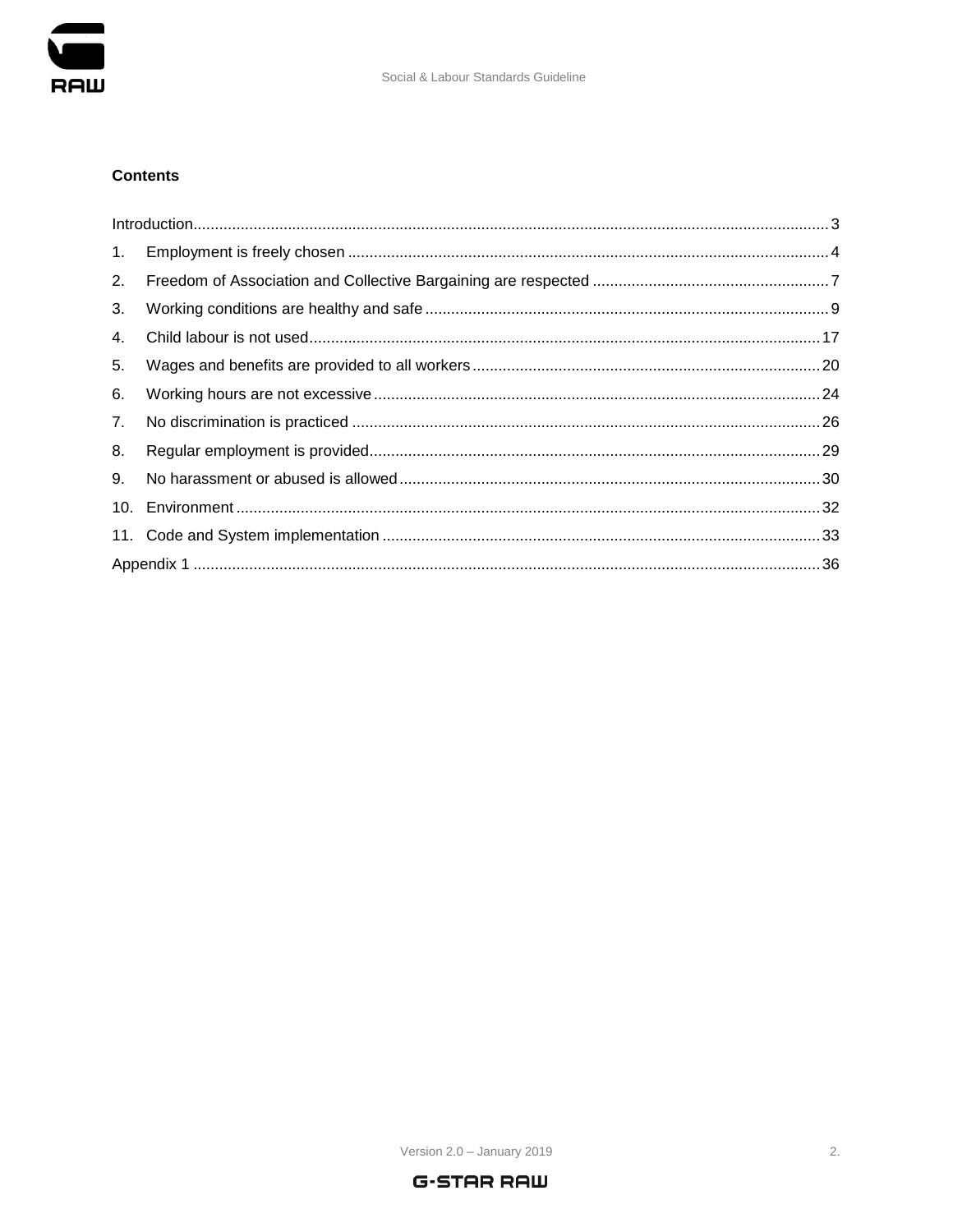## Contents

- Introduction ... 3
- 1. Employment is freely chosen ... 4
- 2. Freedom of Association and Collective Bargaining are respected ... 7
- 3. Working conditions are healthy and safe ... 9
- 4. Child labour is not used ... 17
- 5. Wages and benefits are provided to all workers ... 20
- 6. Working hours are not excessive ... 24
- 7. No discrimination is practiced ... 26
- 8. Regular employment is provided ... 29
- 9. No harassment or abused is allowed ... 30
- 10. Environment ... 32
- 11. Code and System implementation ... 33
- Appendix 1 ... 36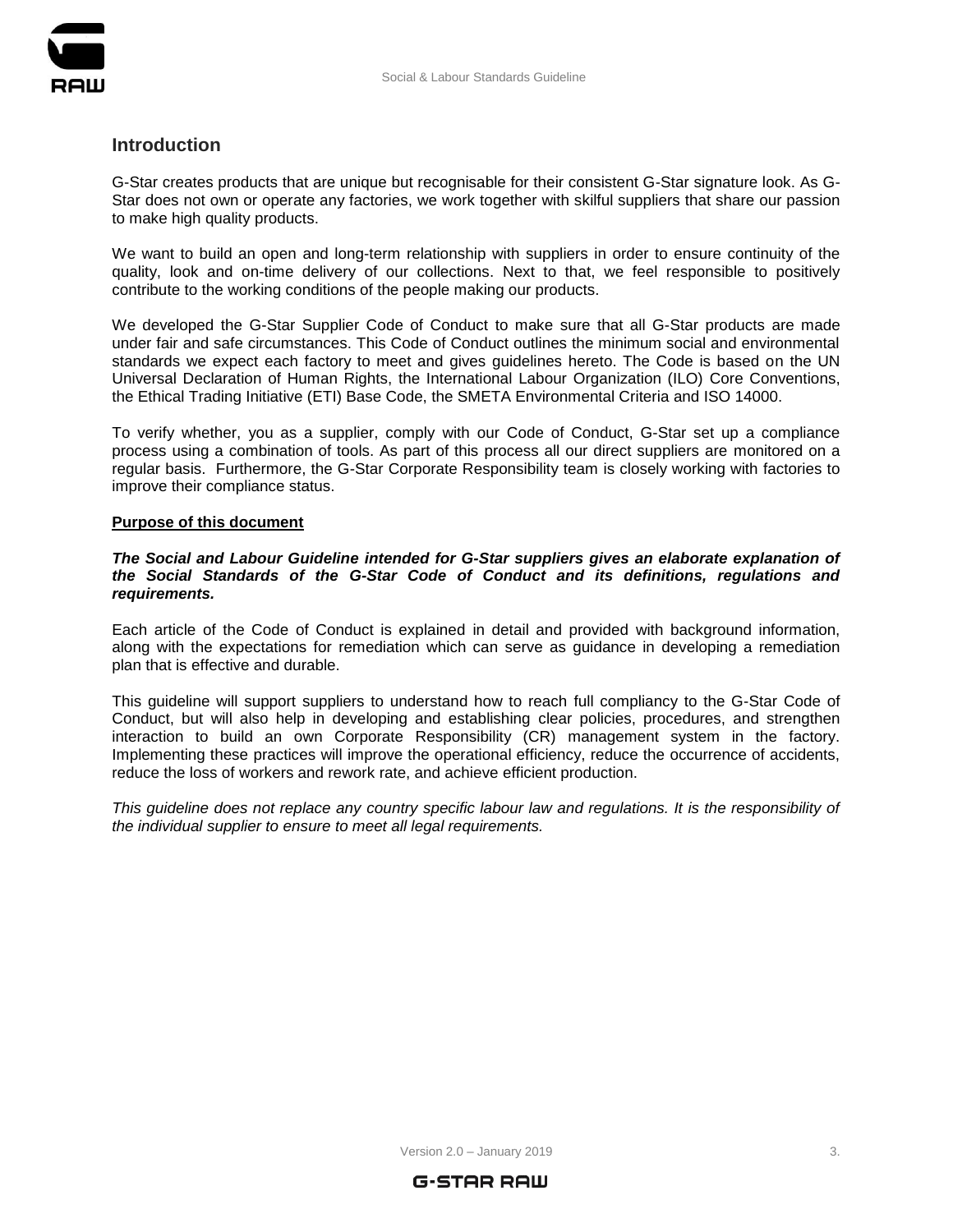## Introduction

G-Star creates products that are unique but recognisable for their consistent G-Star signature look. As G-Star does not own or operate any factories, we work together with skilful suppliers that share our passion to make high quality products.

We want to build an open and long-term relationship with suppliers in order to ensure continuity of the quality, look and on-time delivery of our collections. Next to that, we feel responsible to positively contribute to the working conditions of the people making our products.

We developed the G-Star Supplier Code of Conduct to make sure that all G-Star products are made under fair and safe circumstances. This Code of Conduct outlines the minimum social and environmental standards we expect each factory to meet and gives guidelines hereto. The Code is based on the UN Universal Declaration of Human Rights, the International Labour Organization (ILO) Core Conventions, the Ethical Trading Initiative (ETI) Base Code, the SMETA Environmental Criteria and ISO 14000.

To verify whether, you as a supplier, comply with our Code of Conduct, G-Star set up a compliance process using a combination of tools. As part of this process all our direct suppliers are monitored on a regular basis. Furthermore, the G-Star Corporate Responsibility team is closely working with factories to improve their compliance status.

**Purpose of this document**

***The Social and Labour Guideline intended for G-Star suppliers gives an elaborate explanation of the Social Standards of the G-Star Code of Conduct and its definitions, regulations and requirements.***

Each article of the Code of Conduct is explained in detail and provided with background information, along with the expectations for remediation which can serve as guidance in developing a remediation plan that is effective and durable.

This guideline will support suppliers to understand how to reach full compliancy to the G-Star Code of Conduct, but will also help in developing and establishing clear policies, procedures, and strengthen interaction to build an own Corporate Responsibility (CR) management system in the factory. Implementing these practices will improve the operational efficiency, reduce the occurrence of accidents, reduce the loss of workers and rework rate, and achieve efficient production.

*This guideline does not replace any country specific labour law and regulations. It is the responsibility of the individual supplier to ensure to meet all legal requirements.*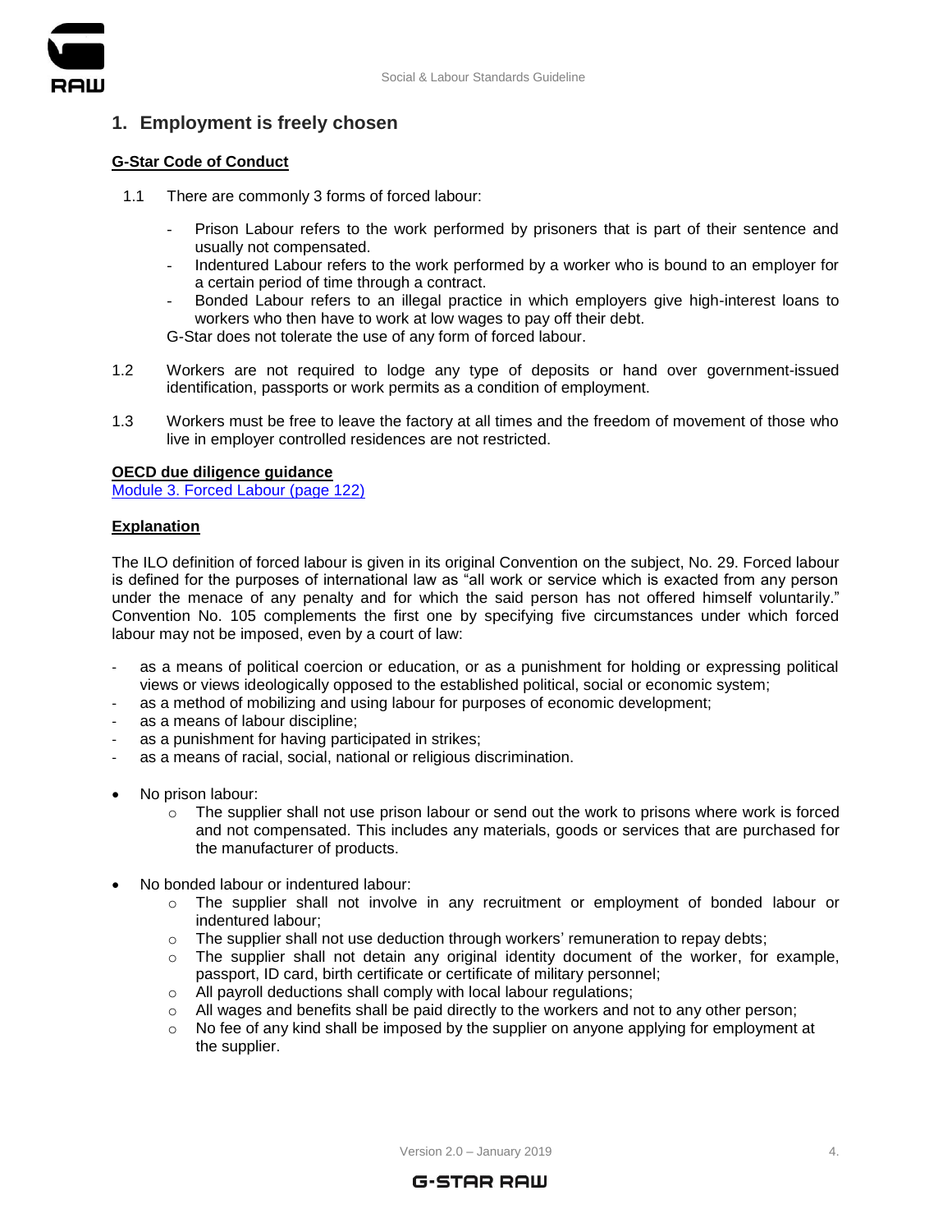## 1. Employment is freely chosen

**G-Star Code of Conduct**

1.1 There are commonly 3 forms of forced labour:

- Prison Labour refers to the work performed by prisoners that is part of their sentence and usually not compensated.
- Indentured Labour refers to the work performed by a worker who is bound to an employer for a certain period of time through a contract.
- Bonded Labour refers to an illegal practice in which employers give high-interest loans to workers who then have to work at low wages to pay off their debt.

G-Star does not tolerate the use of any form of forced labour.

1.2 Workers are not required to lodge any type of deposits or hand over government-issued identification, passports or work permits as a condition of employment.

1.3 Workers must be free to leave the factory at all times and the freedom of movement of those who live in employer controlled residences are not restricted.

**OECD due diligence guidance**

Module 3. Forced Labour (page 122)

**Explanation**

The ILO definition of forced labour is given in its original Convention on the subject, No. 29. Forced labour is defined for the purposes of international law as "all work or service which is exacted from any person under the menace of any penalty and for which the said person has not offered himself voluntarily." Convention No. 105 complements the first one by specifying five circumstances under which forced labour may not be imposed, even by a court of law:

- as a means of political coercion or education, or as a punishment for holding or expressing political views or views ideologically opposed to the established political, social or economic system;
- as a method of mobilizing and using labour for purposes of economic development;
- as a means of labour discipline;
- as a punishment for having participated in strikes;
- as a means of racial, social, national or religious discrimination.

- No prison labour:
  - The supplier shall not use prison labour or send out the work to prisons where work is forced and not compensated. This includes any materials, goods or services that are purchased for the manufacturer of products.

- No bonded labour or indentured labour:
  - The supplier shall not involve in any recruitment or employment of bonded labour or indentured labour;
  - The supplier shall not use deduction through workers' remuneration to repay debts;
  - The supplier shall not detain any original identity document of the worker, for example, passport, ID card, birth certificate or certificate of military personnel;
  - All payroll deductions shall comply with local labour regulations;
  - All wages and benefits shall be paid directly to the workers and not to any other person;
  - No fee of any kind shall be imposed by the supplier on anyone applying for employment at the supplier.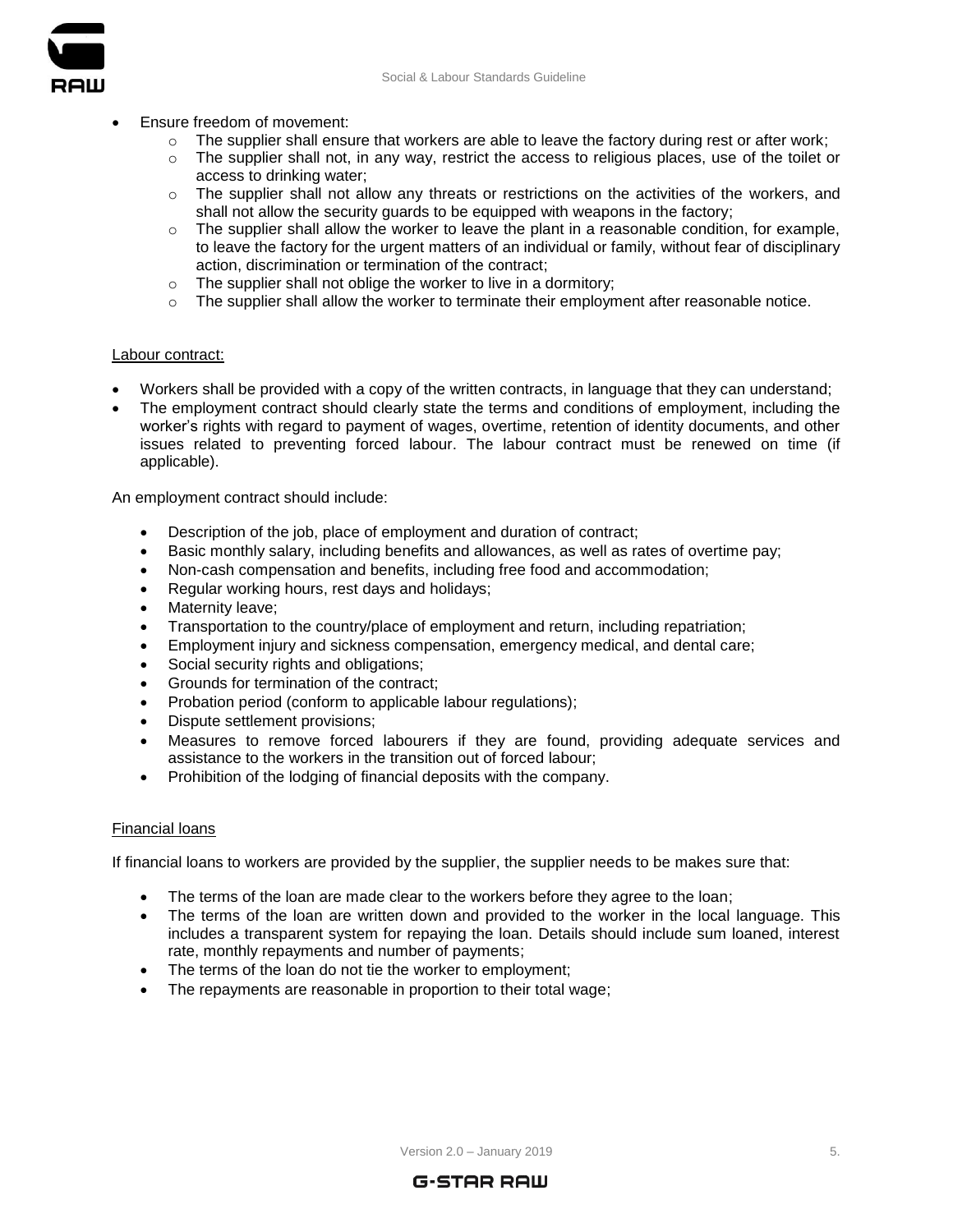- Ensure freedom of movement:
  - The supplier shall ensure that workers are able to leave the factory during rest or after work;
  - The supplier shall not, in any way, restrict the access to religious places, use of the toilet or access to drinking water;
  - The supplier shall not allow any threats or restrictions on the activities of the workers, and shall not allow the security guards to be equipped with weapons in the factory;
  - The supplier shall allow the worker to leave the plant in a reasonable condition, for example, to leave the factory for the urgent matters of an individual or family, without fear of disciplinary action, discrimination or termination of the contract;
  - The supplier shall not oblige the worker to live in a dormitory;
  - The supplier shall allow the worker to terminate their employment after reasonable notice.

<u>Labour contract:</u>

- Workers shall be provided with a copy of the written contracts, in language that they can understand;
- The employment contract should clearly state the terms and conditions of employment, including the worker's rights with regard to payment of wages, overtime, retention of identity documents, and other issues related to preventing forced labour. The labour contract must be renewed on time (if applicable).

An employment contract should include:

- Description of the job, place of employment and duration of contract;
- Basic monthly salary, including benefits and allowances, as well as rates of overtime pay;
- Non-cash compensation and benefits, including free food and accommodation;
- Regular working hours, rest days and holidays;
- Maternity leave;
- Transportation to the country/place of employment and return, including repatriation;
- Employment injury and sickness compensation, emergency medical, and dental care;
- Social security rights and obligations;
- Grounds for termination of the contract;
- Probation period (conform to applicable labour regulations);
- Dispute settlement provisions;
- Measures to remove forced labourers if they are found, providing adequate services and assistance to the workers in the transition out of forced labour;
- Prohibition of the lodging of financial deposits with the company.

<u>Financial loans</u>

If financial loans to workers are provided by the supplier, the supplier needs to be makes sure that:

- The terms of the loan are made clear to the workers before they agree to the loan;
- The terms of the loan are written down and provided to the worker in the local language. This includes a transparent system for repaying the loan. Details should include sum loaned, interest rate, monthly repayments and number of payments;
- The terms of the loan do not tie the worker to employment;
- The repayments are reasonable in proportion to their total wage;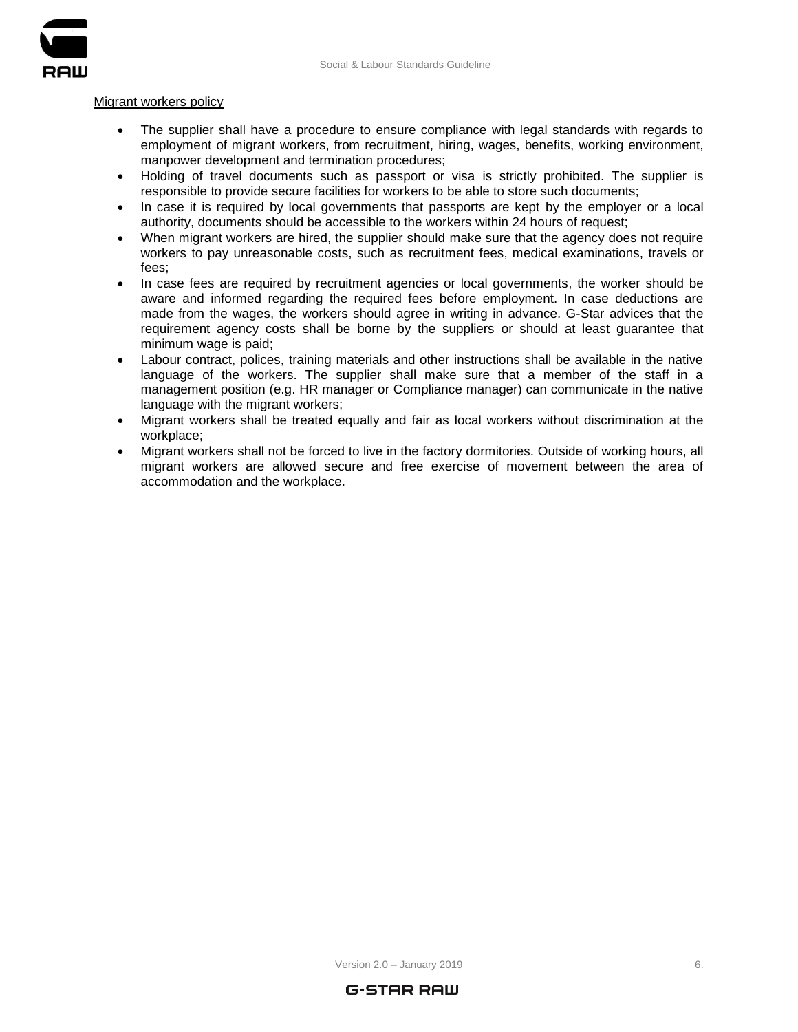<u>Migrant workers policy</u>

- The supplier shall have a procedure to ensure compliance with legal standards with regards to employment of migrant workers, from recruitment, hiring, wages, benefits, working environment, manpower development and termination procedures;
- Holding of travel documents such as passport or visa is strictly prohibited. The supplier is responsible to provide secure facilities for workers to be able to store such documents;
- In case it is required by local governments that passports are kept by the employer or a local authority, documents should be accessible to the workers within 24 hours of request;
- When migrant workers are hired, the supplier should make sure that the agency does not require workers to pay unreasonable costs, such as recruitment fees, medical examinations, travels or fees;
- In case fees are required by recruitment agencies or local governments, the worker should be aware and informed regarding the required fees before employment. In case deductions are made from the wages, the workers should agree in writing in advance. G-Star advices that the requirement agency costs shall be borne by the suppliers or should at least guarantee that minimum wage is paid;
- Labour contract, polices, training materials and other instructions shall be available in the native language of the workers. The supplier shall make sure that a member of the staff in a management position (e.g. HR manager or Compliance manager) can communicate in the native language with the migrant workers;
- Migrant workers shall be treated equally and fair as local workers without discrimination at the workplace;
- Migrant workers shall not be forced to live in the factory dormitories. Outside of working hours, all migrant workers are allowed secure and free exercise of movement between the area of accommodation and the workplace.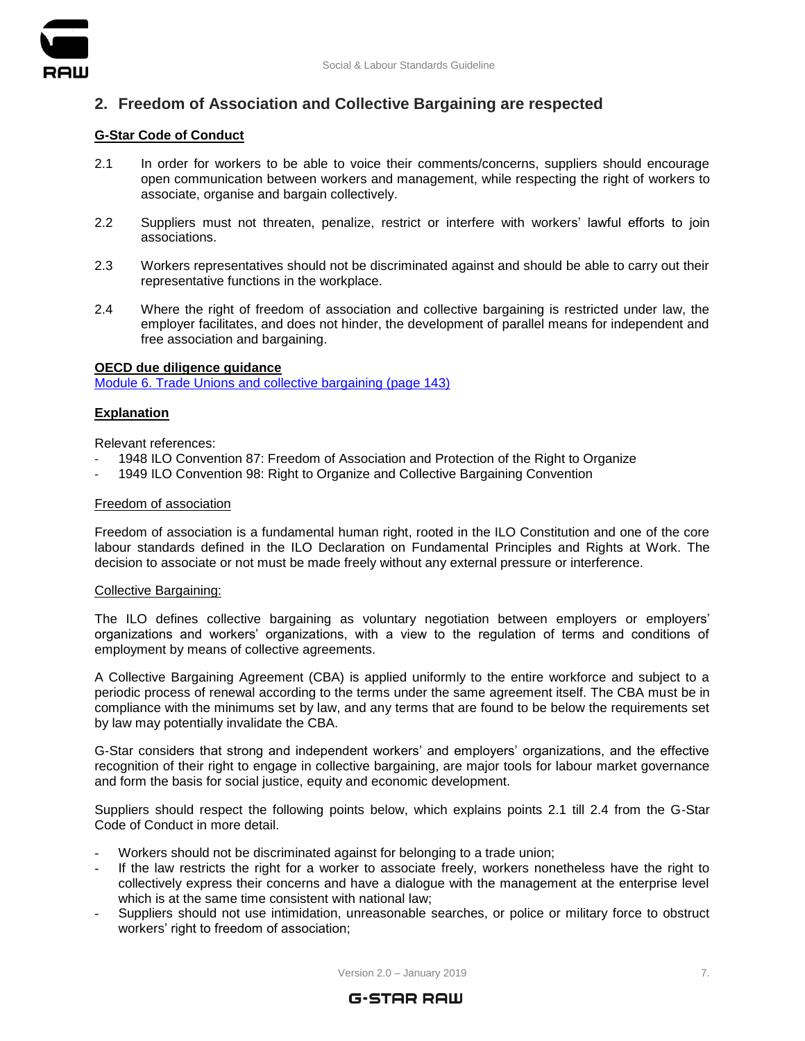## 2. Freedom of Association and Collective Bargaining are respected

**G-Star Code of Conduct**

2.1 In order for workers to be able to voice their comments/concerns, suppliers should encourage open communication between workers and management, while respecting the right of workers to associate, organise and bargain collectively.

2.2 Suppliers must not threaten, penalize, restrict or interfere with workers' lawful efforts to join associations.

2.3 Workers representatives should not be discriminated against and should be able to carry out their representative functions in the workplace.

2.4 Where the right of freedom of association and collective bargaining is restricted under law, the employer facilitates, and does not hinder, the development of parallel means for independent and free association and bargaining.

**OECD due diligence guidance**

Module 6. Trade Unions and collective bargaining (page 143)

**Explanation**

Relevant references:

- 1948 ILO Convention 87: Freedom of Association and Protection of the Right to Organize
- 1949 ILO Convention 98: Right to Organize and Collective Bargaining Convention

Freedom of association

Freedom of association is a fundamental human right, rooted in the ILO Constitution and one of the core labour standards defined in the ILO Declaration on Fundamental Principles and Rights at Work. The decision to associate or not must be made freely without any external pressure or interference.

Collective Bargaining:

The ILO defines collective bargaining as voluntary negotiation between employers or employers' organizations and workers' organizations, with a view to the regulation of terms and conditions of employment by means of collective agreements.

A Collective Bargaining Agreement (CBA) is applied uniformly to the entire workforce and subject to a periodic process of renewal according to the terms under the same agreement itself. The CBA must be in compliance with the minimums set by law, and any terms that are found to be below the requirements set by law may potentially invalidate the CBA.

G-Star considers that strong and independent workers' and employers' organizations, and the effective recognition of their right to engage in collective bargaining, are major tools for labour market governance and form the basis for social justice, equity and economic development.

Suppliers should respect the following points below, which explains points 2.1 till 2.4 from the G-Star Code of Conduct in more detail.

- Workers should not be discriminated against for belonging to a trade union;
- If the law restricts the right for a worker to associate freely, workers nonetheless have the right to collectively express their concerns and have a dialogue with the management at the enterprise level which is at the same time consistent with national law;
- Suppliers should not use intimidation, unreasonable searches, or police or military force to obstruct workers' right to freedom of association;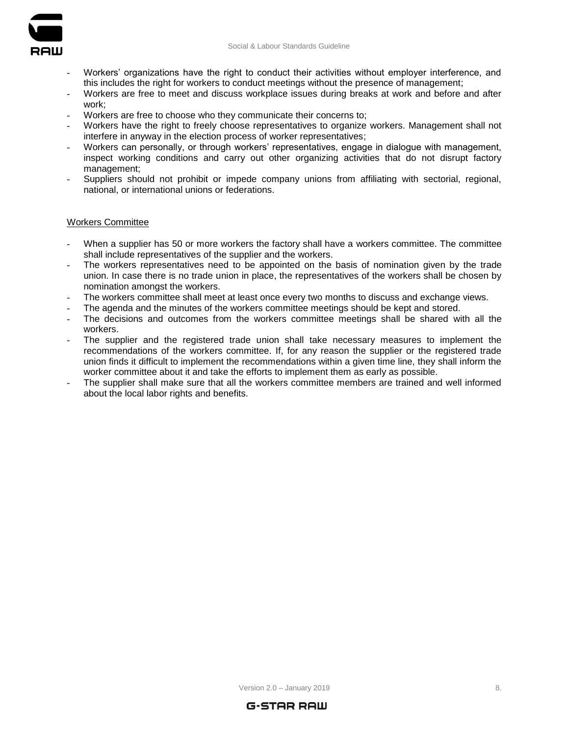- Workers' organizations have the right to conduct their activities without employer interference, and this includes the right for workers to conduct meetings without the presence of management;
- Workers are free to meet and discuss workplace issues during breaks at work and before and after work;
- Workers are free to choose who they communicate their concerns to;
- Workers have the right to freely choose representatives to organize workers. Management shall not interfere in anyway in the election process of worker representatives;
- Workers can personally, or through workers' representatives, engage in dialogue with management, inspect working conditions and carry out other organizing activities that do not disrupt factory management;
- Suppliers should not prohibit or impede company unions from affiliating with sectorial, regional, national, or international unions or federations.

Workers Committee

- When a supplier has 50 or more workers the factory shall have a workers committee. The committee shall include representatives of the supplier and the workers.
- The workers representatives need to be appointed on the basis of nomination given by the trade union. In case there is no trade union in place, the representatives of the workers shall be chosen by nomination amongst the workers.
- The workers committee shall meet at least once every two months to discuss and exchange views.
- The agenda and the minutes of the workers committee meetings should be kept and stored.
- The decisions and outcomes from the workers committee meetings shall be shared with all the workers.
- The supplier and the registered trade union shall take necessary measures to implement the recommendations of the workers committee. If, for any reason the supplier or the registered trade union finds it difficult to implement the recommendations within a given time line, they shall inform the worker committee about it and take the efforts to implement them as early as possible.
- The supplier shall make sure that all the workers committee members are trained and well informed about the local labor rights and benefits.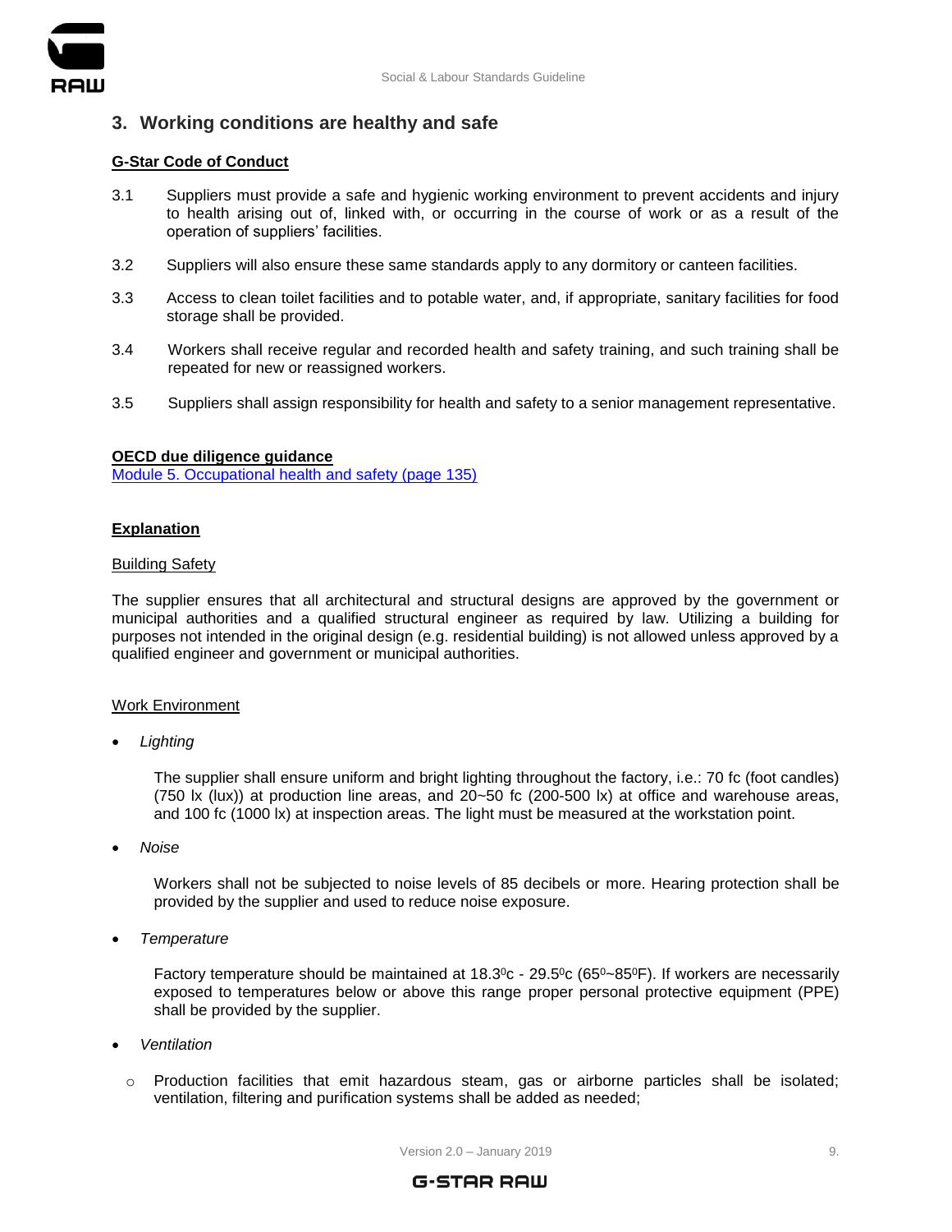## 3. Working conditions are healthy and safe

**<u>G-Star Code of Conduct</u>**

3.1 Suppliers must provide a safe and hygienic working environment to prevent accidents and injury to health arising out of, linked with, or occurring in the course of work or as a result of the operation of suppliers' facilities.

3.2 Suppliers will also ensure these same standards apply to any dormitory or canteen facilities.

3.3 Access to clean toilet facilities and to potable water, and, if appropriate, sanitary facilities for food storage shall be provided.

3.4 Workers shall receive regular and recorded health and safety training, and such training shall be repeated for new or reassigned workers.

3.5 Suppliers shall assign responsibility for health and safety to a senior management representative.

**<u>OECD due diligence guidance</u>**
Module 5. Occupational health and safety (page 135)

**<u>Explanation</u>**

<u>Building Safety</u>

The supplier ensures that all architectural and structural designs are approved by the government or municipal authorities and a qualified structural engineer as required by law. Utilizing a building for purposes not intended in the original design (e.g. residential building) is not allowed unless approved by a qualified engineer and government or municipal authorities.

<u>Work Environment</u>

- *Lighting*

  The supplier shall ensure uniform and bright lighting throughout the factory, i.e.: 70 fc (foot candles) (750 lx (lux)) at production line areas, and 20~50 fc (200-500 lx) at office and warehouse areas, and 100 fc (1000 lx) at inspection areas. The light must be measured at the workstation point.

- *Noise*

  Workers shall not be subjected to noise levels of 85 decibels or more. Hearing protection shall be provided by the supplier and used to reduce noise exposure.

- *Temperature*

  Factory temperature should be maintained at 18.3$^0$c - 29.5$^0$c (65$^0$~85$^0$F). If workers are necessarily exposed to temperatures below or above this range proper personal protective equipment (PPE) shall be provided by the supplier.

- *Ventilation*

  - Production facilities that emit hazardous steam, gas or airborne particles shall be isolated; ventilation, filtering and purification systems shall be added as needed;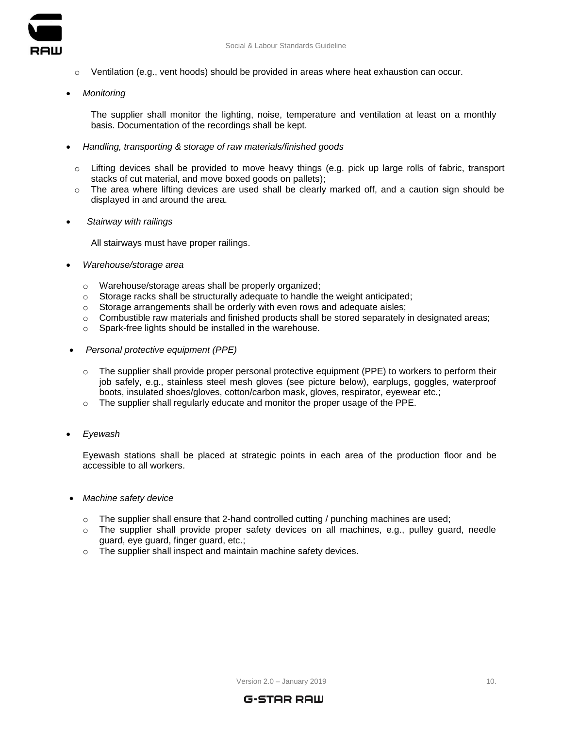- Ventilation (e.g., vent hoods) should be provided in areas where heat exhaustion can occur.

- *Monitoring*

  The supplier shall monitor the lighting, noise, temperature and ventilation at least on a monthly basis. Documentation of the recordings shall be kept.

- *Handling, transporting & storage of raw materials/finished goods*

  - Lifting devices shall be provided to move heavy things (e.g. pick up large rolls of fabric, transport stacks of cut material, and move boxed goods on pallets);
  - The area where lifting devices are used shall be clearly marked off, and a caution sign should be displayed in and around the area.

- *Stairway with railings*

  All stairways must have proper railings.

- *Warehouse/storage area*

  - Warehouse/storage areas shall be properly organized;
  - Storage racks shall be structurally adequate to handle the weight anticipated;
  - Storage arrangements shall be orderly with even rows and adequate aisles;
  - Combustible raw materials and finished products shall be stored separately in designated areas;
  - Spark-free lights should be installed in the warehouse.

- *Personal protective equipment (PPE)*

  - The supplier shall provide proper personal protective equipment (PPE) to workers to perform their job safely, e.g., stainless steel mesh gloves (see picture below), earplugs, goggles, waterproof boots, insulated shoes/gloves, cotton/carbon mask, gloves, respirator, eyewear etc.;
  - The supplier shall regularly educate and monitor the proper usage of the PPE.

- *Eyewash*

  Eyewash stations shall be placed at strategic points in each area of the production floor and be accessible to all workers.

- *Machine safety device*

  - The supplier shall ensure that 2-hand controlled cutting / punching machines are used;
  - The supplier shall provide proper safety devices on all machines, e.g., pulley guard, needle guard, eye guard, finger guard, etc.;
  - The supplier shall inspect and maintain machine safety devices.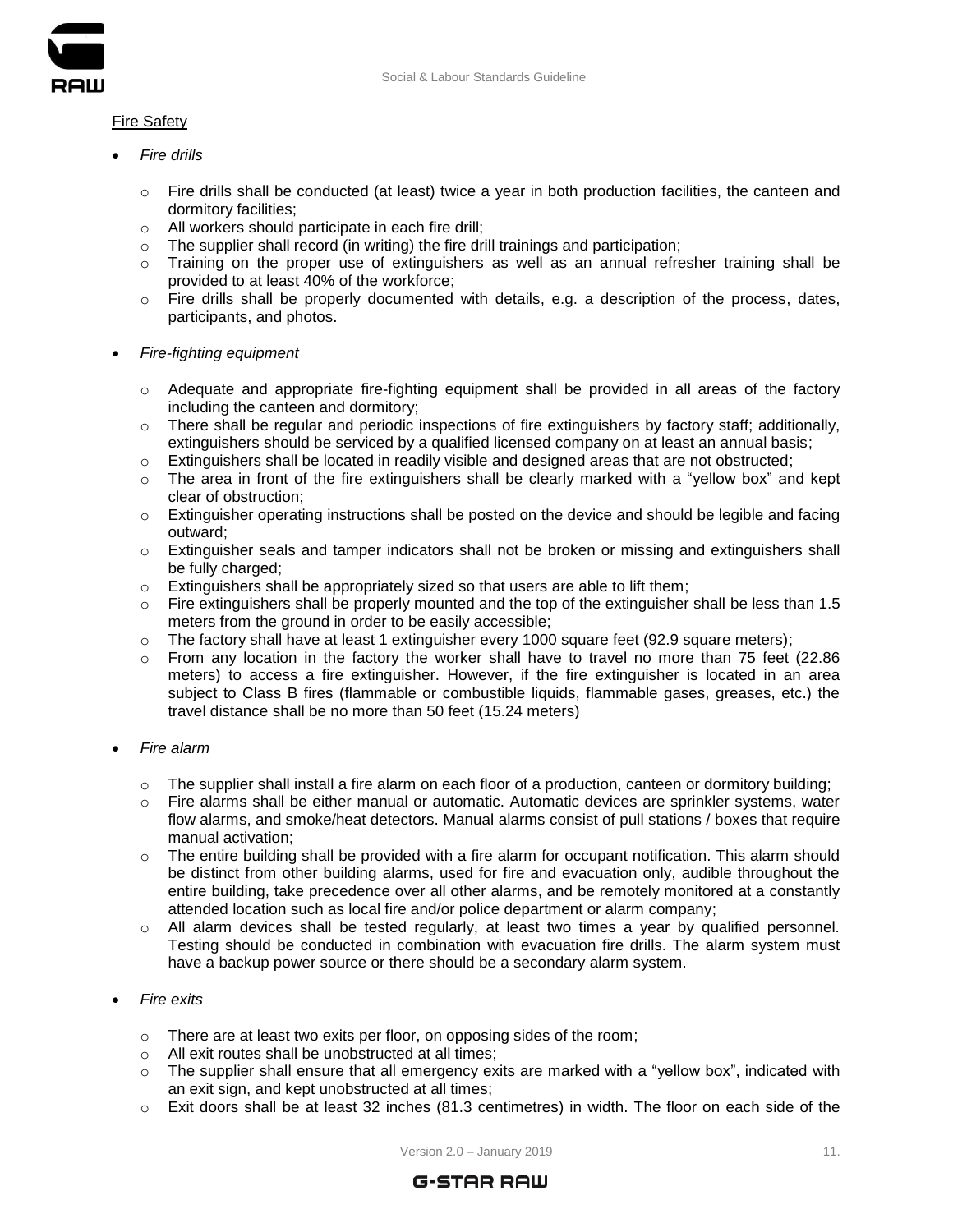Fire Safety

- *Fire drills*

  - Fire drills shall be conducted (at least) twice a year in both production facilities, the canteen and dormitory facilities;
  - All workers should participate in each fire drill;
  - The supplier shall record (in writing) the fire drill trainings and participation;
  - Training on the proper use of extinguishers as well as an annual refresher training shall be provided to at least 40% of the workforce;
  - Fire drills shall be properly documented with details, e.g. a description of the process, dates, participants, and photos.

- *Fire-fighting equipment*

  - Adequate and appropriate fire-fighting equipment shall be provided in all areas of the factory including the canteen and dormitory;
  - There shall be regular and periodic inspections of fire extinguishers by factory staff; additionally, extinguishers should be serviced by a qualified licensed company on at least an annual basis;
  - Extinguishers shall be located in readily visible and designed areas that are not obstructed;
  - The area in front of the fire extinguishers shall be clearly marked with a "yellow box" and kept clear of obstruction;
  - Extinguisher operating instructions shall be posted on the device and should be legible and facing outward;
  - Extinguisher seals and tamper indicators shall not be broken or missing and extinguishers shall be fully charged;
  - Extinguishers shall be appropriately sized so that users are able to lift them;
  - Fire extinguishers shall be properly mounted and the top of the extinguisher shall be less than 1.5 meters from the ground in order to be easily accessible;
  - The factory shall have at least 1 extinguisher every 1000 square feet (92.9 square meters);
  - From any location in the factory the worker shall have to travel no more than 75 feet (22.86 meters) to access a fire extinguisher. However, if the fire extinguisher is located in an area subject to Class B fires (flammable or combustible liquids, flammable gases, greases, etc.) the travel distance shall be no more than 50 feet (15.24 meters)

- *Fire alarm*

  - The supplier shall install a fire alarm on each floor of a production, canteen or dormitory building;
  - Fire alarms shall be either manual or automatic. Automatic devices are sprinkler systems, water flow alarms, and smoke/heat detectors. Manual alarms consist of pull stations / boxes that require manual activation;
  - The entire building shall be provided with a fire alarm for occupant notification. This alarm should be distinct from other building alarms, used for fire and evacuation only, audible throughout the entire building, take precedence over all other alarms, and be remotely monitored at a constantly attended location such as local fire and/or police department or alarm company;
  - All alarm devices shall be tested regularly, at least two times a year by qualified personnel. Testing should be conducted in combination with evacuation fire drills. The alarm system must have a backup power source or there should be a secondary alarm system.

- *Fire exits*

  - There are at least two exits per floor, on opposing sides of the room;
  - All exit routes shall be unobstructed at all times;
  - The supplier shall ensure that all emergency exits are marked with a "yellow box", indicated with an exit sign, and kept unobstructed at all times;
  - Exit doors shall be at least 32 inches (81.3 centimetres) in width. The floor on each side of the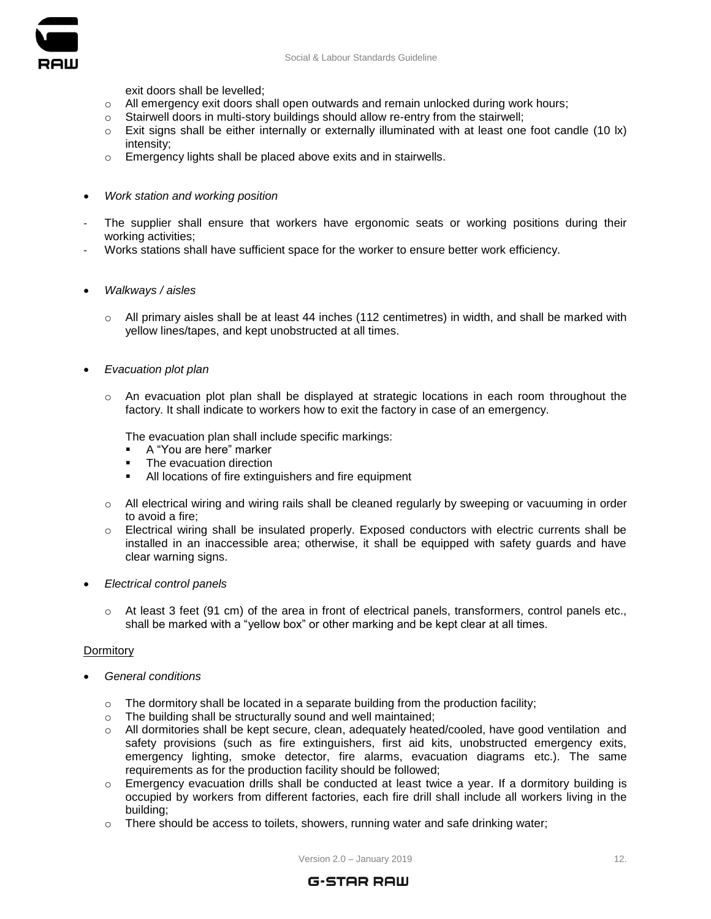exit doors shall be levelled;

- All emergency exit doors shall open outwards and remain unlocked during work hours;
- Stairwell doors in multi-story buildings should allow re-entry from the stairwell;
- Exit signs shall be either internally or externally illuminated with at least one foot candle (10 lx) intensity;
- Emergency lights shall be placed above exits and in stairwells.

- *Work station and working position*

- The supplier shall ensure that workers have ergonomic seats or working positions during their working activities;
- Works stations shall have sufficient space for the worker to ensure better work efficiency.

- *Walkways / aisles*

  - All primary aisles shall be at least 44 inches (112 centimetres) in width, and shall be marked with yellow lines/tapes, and kept unobstructed at all times.

- *Evacuation plot plan*

  - An evacuation plot plan shall be displayed at strategic locations in each room throughout the factory. It shall indicate to workers how to exit the factory in case of an emergency.

    The evacuation plan shall include specific markings:
    - A "You are here" marker
    - The evacuation direction
    - All locations of fire extinguishers and fire equipment

  - All electrical wiring and wiring rails shall be cleaned regularly by sweeping or vacuuming in order to avoid a fire;
  - Electrical wiring shall be insulated properly. Exposed conductors with electric currents shall be installed in an inaccessible area; otherwise, it shall be equipped with safety guards and have clear warning signs.

- *Electrical control panels*

  - At least 3 feet (91 cm) of the area in front of electrical panels, transformers, control panels etc., shall be marked with a "yellow box" or other marking and be kept clear at all times.

<u>Dormitory</u>

- *General conditions*

  - The dormitory shall be located in a separate building from the production facility;
  - The building shall be structurally sound and well maintained;
  - All dormitories shall be kept secure, clean, adequately heated/cooled, have good ventilation and safety provisions (such as fire extinguishers, first aid kits, unobstructed emergency exits, emergency lighting, smoke detector, fire alarms, evacuation diagrams etc.). The same requirements as for the production facility should be followed;
  - Emergency evacuation drills shall be conducted at least twice a year. If a dormitory building is occupied by workers from different factories, each fire drill shall include all workers living in the building;
  - There should be access to toilets, showers, running water and safe drinking water;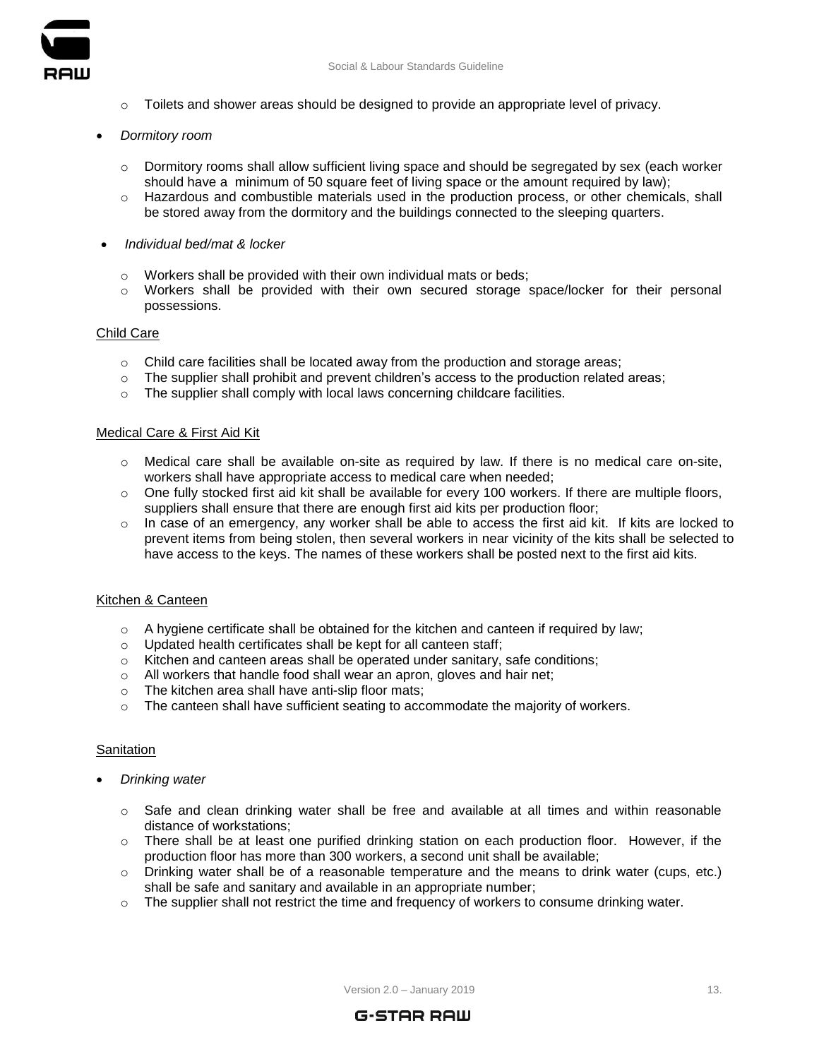- Toilets and shower areas should be designed to provide an appropriate level of privacy.

- *Dormitory room*

  - Dormitory rooms shall allow sufficient living space and should be segregated by sex (each worker should have a minimum of 50 square feet of living space or the amount required by law);
  - Hazardous and combustible materials used in the production process, or other chemicals, shall be stored away from the dormitory and the buildings connected to the sleeping quarters.

- *Individual bed/mat & locker*

  - Workers shall be provided with their own individual mats or beds;
  - Workers shall be provided with their own secured storage space/locker for their personal possessions.

<u>Child Care</u>

- Child care facilities shall be located away from the production and storage areas;
- The supplier shall prohibit and prevent children's access to the production related areas;
- The supplier shall comply with local laws concerning childcare facilities.

<u>Medical Care & First Aid Kit</u>

- Medical care shall be available on-site as required by law. If there is no medical care on-site, workers shall have appropriate access to medical care when needed;
- One fully stocked first aid kit shall be available for every 100 workers. If there are multiple floors, suppliers shall ensure that there are enough first aid kits per production floor;
- In case of an emergency, any worker shall be able to access the first aid kit. If kits are locked to prevent items from being stolen, then several workers in near vicinity of the kits shall be selected to have access to the keys. The names of these workers shall be posted next to the first aid kits.

<u>Kitchen & Canteen</u>

- A hygiene certificate shall be obtained for the kitchen and canteen if required by law;
- Updated health certificates shall be kept for all canteen staff;
- Kitchen and canteen areas shall be operated under sanitary, safe conditions;
- All workers that handle food shall wear an apron, gloves and hair net;
- The kitchen area shall have anti-slip floor mats;
- The canteen shall have sufficient seating to accommodate the majority of workers.

<u>Sanitation</u>

- *Drinking water*

  - Safe and clean drinking water shall be free and available at all times and within reasonable distance of workstations;
  - There shall be at least one purified drinking station on each production floor. However, if the production floor has more than 300 workers, a second unit shall be available;
  - Drinking water shall be of a reasonable temperature and the means to drink water (cups, etc.) shall be safe and sanitary and available in an appropriate number;
  - The supplier shall not restrict the time and frequency of workers to consume drinking water.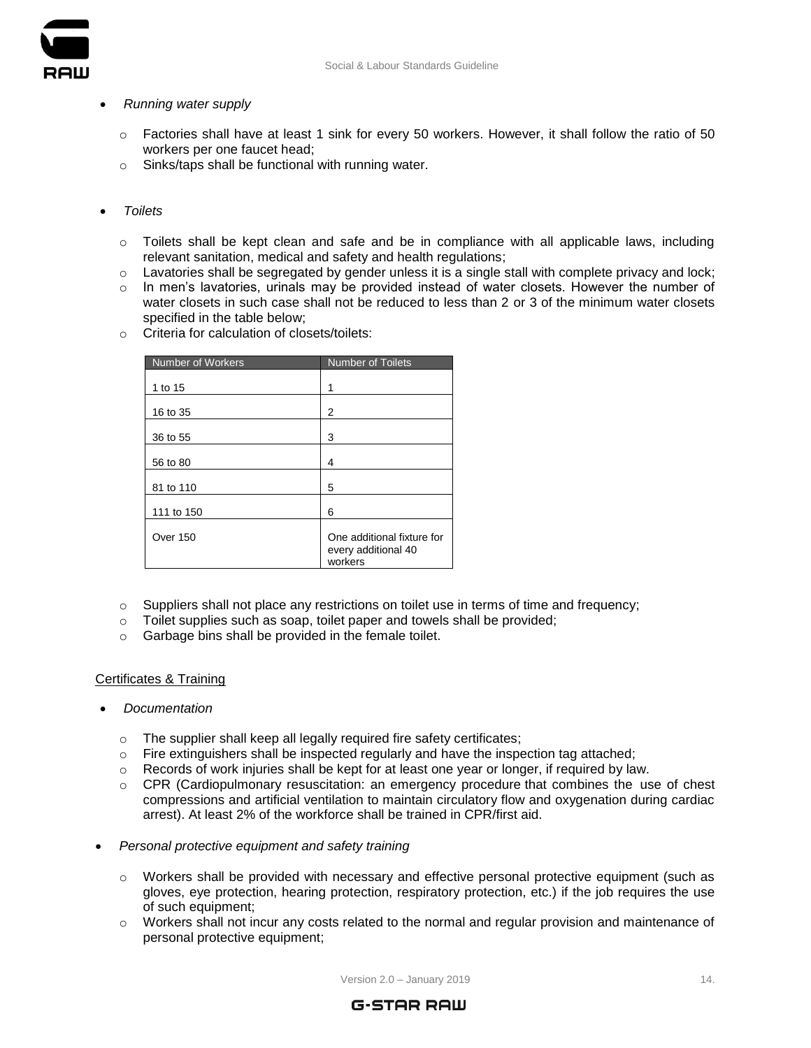- *Running water supply*
    - Factories shall have at least 1 sink for every 50 workers. However, it shall follow the ratio of 50 workers per one faucet head;
    - Sinks/taps shall be functional with running water.

- *Toilets*
    - Toilets shall be kept clean and safe and be in compliance with all applicable laws, including relevant sanitation, medical and safety and health regulations;
    - Lavatories shall be segregated by gender unless it is a single stall with complete privacy and lock;
    - In men's lavatories, urinals may be provided instead of water closets. However the number of water closets in such case shall not be reduced to less than 2 or 3 of the minimum water closets specified in the table below;
    - Criteria for calculation of closets/toilets:

| Number of Workers | Number of Toilets |
|---|---|
| 1 to 15 | 1 |
| 16 to 35 | 2 |
| 36 to 55 | 3 |
| 56 to 80 | 4 |
| 81 to 110 | 5 |
| 111 to 150 | 6 |
| Over 150 | One additional fixture for every additional 40 workers |

    - Suppliers shall not place any restrictions on toilet use in terms of time and frequency;
    - Toilet supplies such as soap, toilet paper and towels shall be provided;
    - Garbage bins shall be provided in the female toilet.

Certificates & Training

- *Documentation*
    - The supplier shall keep all legally required fire safety certificates;
    - Fire extinguishers shall be inspected regularly and have the inspection tag attached;
    - Records of work injuries shall be kept for at least one year or longer, if required by law.
    - CPR (Cardiopulmonary resuscitation: an emergency procedure that combines the use of chest compressions and artificial ventilation to maintain circulatory flow and oxygenation during cardiac arrest). At least 2% of the workforce shall be trained in CPR/first aid.

- *Personal protective equipment and safety training*
    - Workers shall be provided with necessary and effective personal protective equipment (such as gloves, eye protection, hearing protection, respiratory protection, etc.) if the job requires the use of such equipment;
    - Workers shall not incur any costs related to the normal and regular provision and maintenance of personal protective equipment;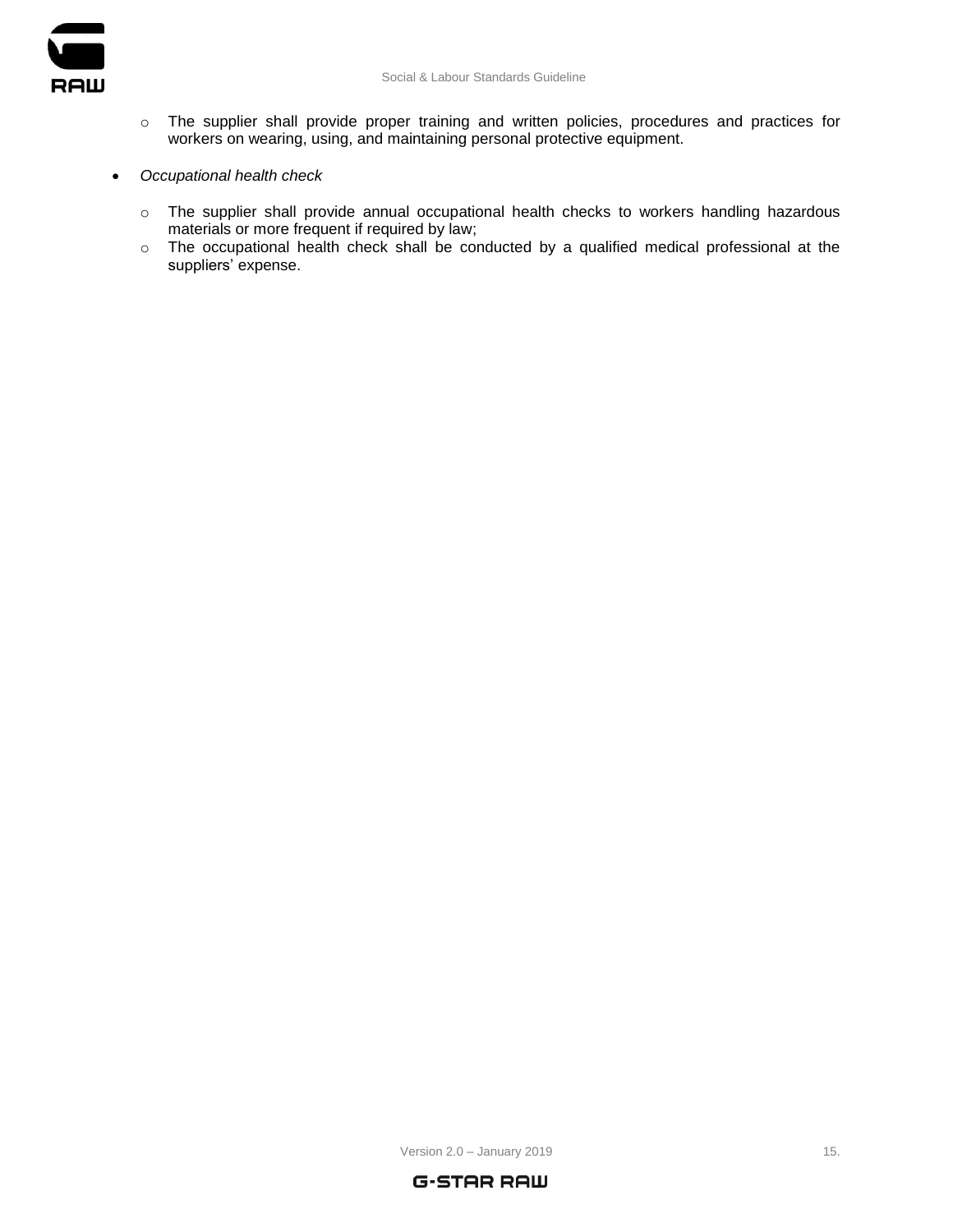- The supplier shall provide proper training and written policies, procedures and practices for workers on wearing, using, and maintaining personal protective equipment.

- *Occupational health check*
  - The supplier shall provide annual occupational health checks to workers handling hazardous materials or more frequent if required by law;
  - The occupational health check shall be conducted by a qualified medical professional at the suppliers' expense.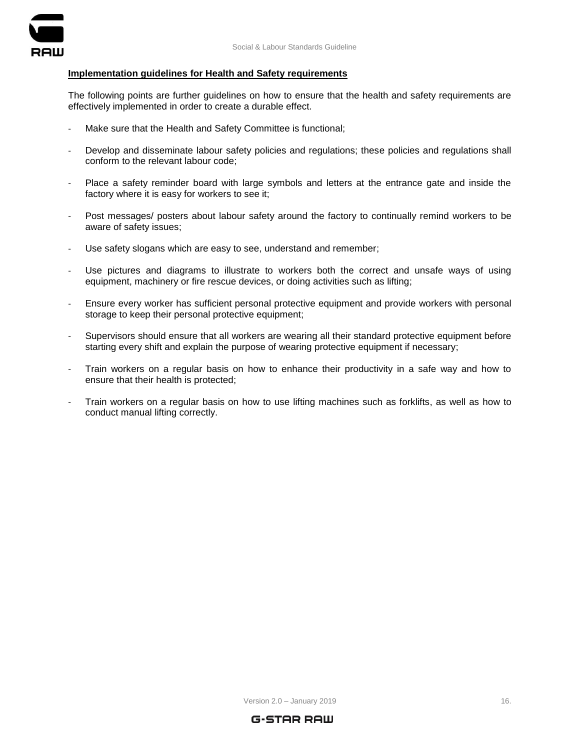**Implementation guidelines for Health and Safety requirements**

The following points are further guidelines on how to ensure that the health and safety requirements are effectively implemented in order to create a durable effect.

- Make sure that the Health and Safety Committee is functional;
- Develop and disseminate labour safety policies and regulations; these policies and regulations shall conform to the relevant labour code;
- Place a safety reminder board with large symbols and letters at the entrance gate and inside the factory where it is easy for workers to see it;
- Post messages/ posters about labour safety around the factory to continually remind workers to be aware of safety issues;
- Use safety slogans which are easy to see, understand and remember;
- Use pictures and diagrams to illustrate to workers both the correct and unsafe ways of using equipment, machinery or fire rescue devices, or doing activities such as lifting;
- Ensure every worker has sufficient personal protective equipment and provide workers with personal storage to keep their personal protective equipment;
- Supervisors should ensure that all workers are wearing all their standard protective equipment before starting every shift and explain the purpose of wearing protective equipment if necessary;
- Train workers on a regular basis on how to enhance their productivity in a safe way and how to ensure that their health is protected;
- Train workers on a regular basis on how to use lifting machines such as forklifts, as well as how to conduct manual lifting correctly.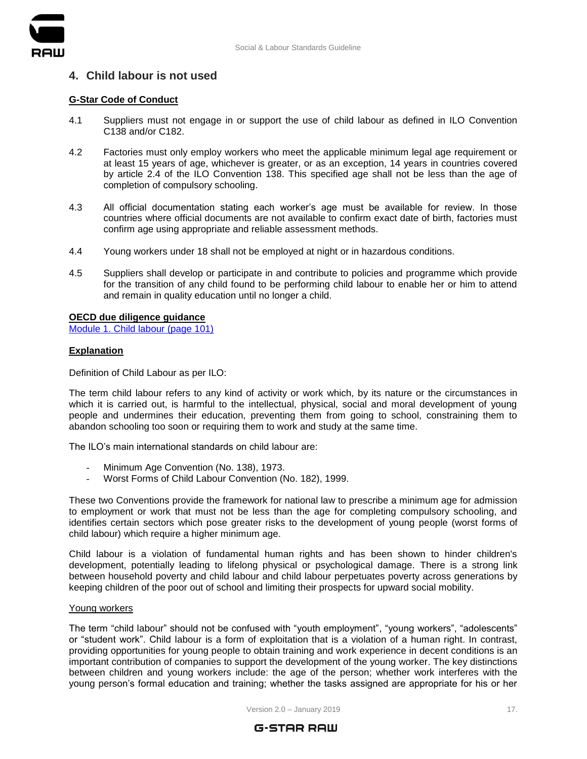## 4. Child labour is not used

**G-Star Code of Conduct**

4.1 Suppliers must not engage in or support the use of child labour as defined in ILO Convention C138 and/or C182.

4.2 Factories must only employ workers who meet the applicable minimum legal age requirement or at least 15 years of age, whichever is greater, or as an exception, 14 years in countries covered by article 2.4 of the ILO Convention 138. This specified age shall not be less than the age of completion of compulsory schooling.

4.3 All official documentation stating each worker's age must be available for review. In those countries where official documents are not available to confirm exact date of birth, factories must confirm age using appropriate and reliable assessment methods.

4.4 Young workers under 18 shall not be employed at night or in hazardous conditions.

4.5 Suppliers shall develop or participate in and contribute to policies and programme which provide for the transition of any child found to be performing child labour to enable her or him to attend and remain in quality education until no longer a child.

**OECD due diligence guidance**

Module 1. Child labour (page 101)

**Explanation**

Definition of Child Labour as per ILO:

The term child labour refers to any kind of activity or work which, by its nature or the circumstances in which it is carried out, is harmful to the intellectual, physical, social and moral development of young people and undermines their education, preventing them from going to school, constraining them to abandon schooling too soon or requiring them to work and study at the same time.

The ILO's main international standards on child labour are:

- Minimum Age Convention (No. 138), 1973.
- Worst Forms of Child Labour Convention (No. 182), 1999.

These two Conventions provide the framework for national law to prescribe a minimum age for admission to employment or work that must not be less than the age for completing compulsory schooling, and identifies certain sectors which pose greater risks to the development of young people (worst forms of child labour) which require a higher minimum age.

Child labour is a violation of fundamental human rights and has been shown to hinder children's development, potentially leading to lifelong physical or psychological damage. There is a strong link between household poverty and child labour and child labour perpetuates poverty across generations by keeping children of the poor out of school and limiting their prospects for upward social mobility.

Young workers

The term "child labour" should not be confused with "youth employment", "young workers", "adolescents" or "student work". Child labour is a form of exploitation that is a violation of a human right. In contrast, providing opportunities for young people to obtain training and work experience in decent conditions is an important contribution of companies to support the development of the young worker. The key distinctions between children and young workers include: the age of the person; whether work interferes with the young person's formal education and training; whether the tasks assigned are appropriate for his or her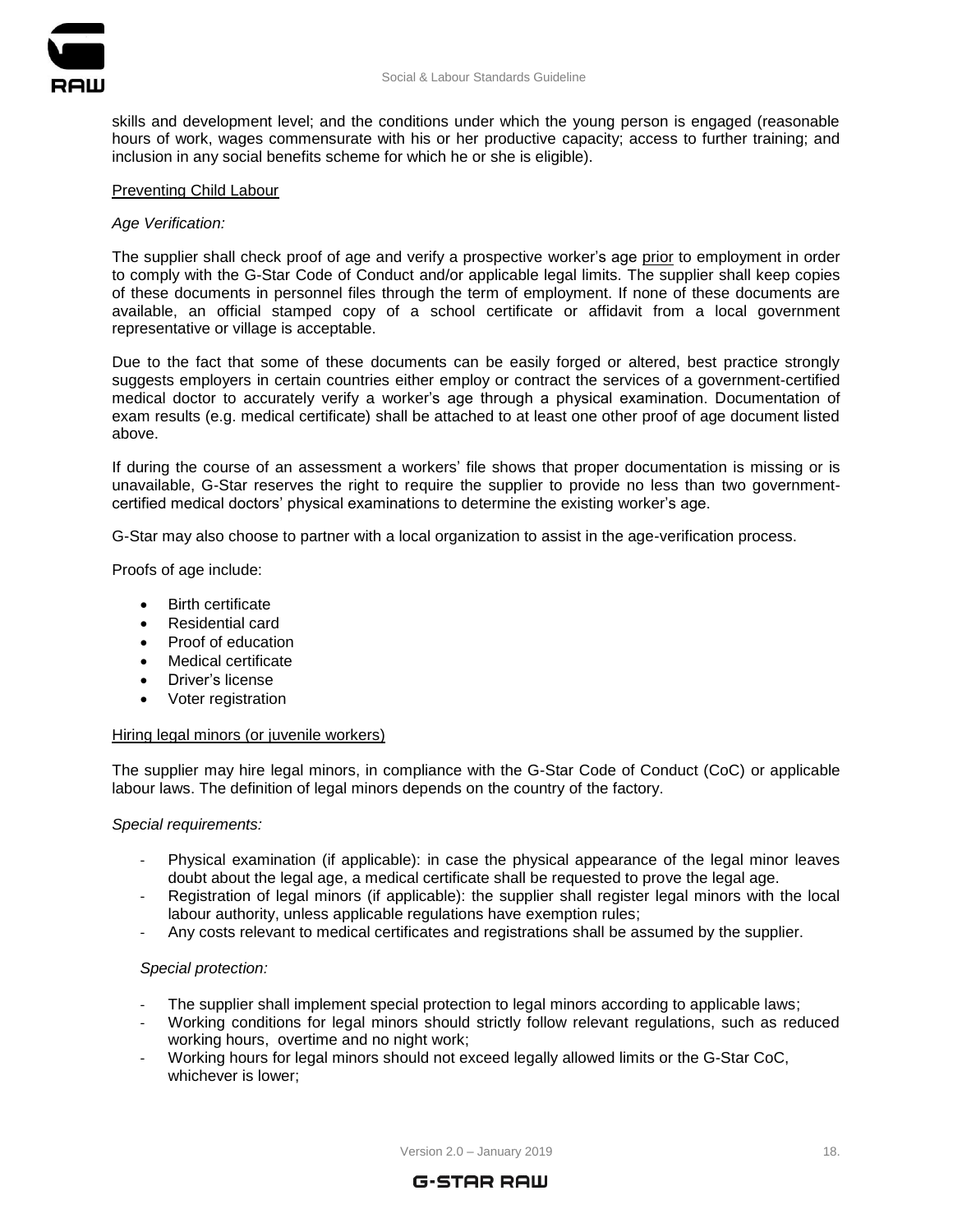skills and development level; and the conditions under which the young person is engaged (reasonable hours of work, wages commensurate with his or her productive capacity; access to further training; and inclusion in any social benefits scheme for which he or she is eligible).

<u>Preventing Child Labour</u>

*Age Verification:*

The supplier shall check proof of age and verify a prospective worker's age <u>prior</u> to employment in order to comply with the G-Star Code of Conduct and/or applicable legal limits. The supplier shall keep copies of these documents in personnel files through the term of employment. If none of these documents are available, an official stamped copy of a school certificate or affidavit from a local government representative or village is acceptable.

Due to the fact that some of these documents can be easily forged or altered, best practice strongly suggests employers in certain countries either employ or contract the services of a government-certified medical doctor to accurately verify a worker's age through a physical examination. Documentation of exam results (e.g. medical certificate) shall be attached to at least one other proof of age document listed above.

If during the course of an assessment a workers' file shows that proper documentation is missing or is unavailable, G-Star reserves the right to require the supplier to provide no less than two government-certified medical doctors' physical examinations to determine the existing worker's age.

G-Star may also choose to partner with a local organization to assist in the age-verification process.

Proofs of age include:

- Birth certificate
- Residential card
- Proof of education
- Medical certificate
- Driver's license
- Voter registration

<u>Hiring legal minors (or juvenile workers)</u>

The supplier may hire legal minors, in compliance with the G-Star Code of Conduct (CoC) or applicable labour laws. The definition of legal minors depends on the country of the factory.

*Special requirements:*

- Physical examination (if applicable): in case the physical appearance of the legal minor leaves doubt about the legal age, a medical certificate shall be requested to prove the legal age.
- Registration of legal minors (if applicable): the supplier shall register legal minors with the local labour authority, unless applicable regulations have exemption rules;
- Any costs relevant to medical certificates and registrations shall be assumed by the supplier.

*Special protection:*

- The supplier shall implement special protection to legal minors according to applicable laws;
- Working conditions for legal minors should strictly follow relevant regulations, such as reduced working hours, overtime and no night work;
- Working hours for legal minors should not exceed legally allowed limits or the G-Star CoC, whichever is lower;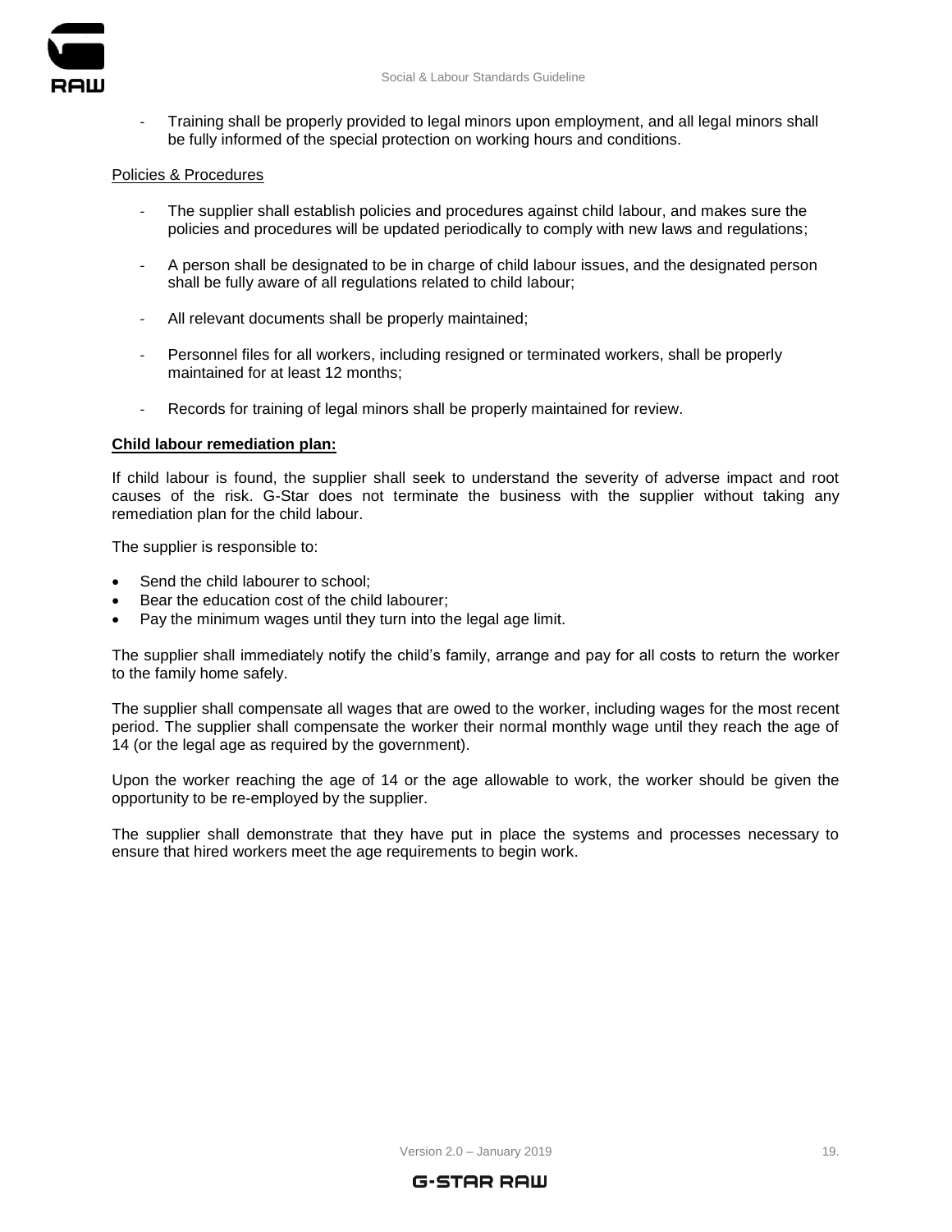- Training shall be properly provided to legal minors upon employment, and all legal minors shall be fully informed of the special protection on working hours and conditions.

Policies & Procedures

- The supplier shall establish policies and procedures against child labour, and makes sure the policies and procedures will be updated periodically to comply with new laws and regulations;

- A person shall be designated to be in charge of child labour issues, and the designated person shall be fully aware of all regulations related to child labour;

- All relevant documents shall be properly maintained;

- Personnel files for all workers, including resigned or terminated workers, shall be properly maintained for at least 12 months;

- Records for training of legal minors shall be properly maintained for review.

**Child labour remediation plan:**

If child labour is found, the supplier shall seek to understand the severity of adverse impact and root causes of the risk. G-Star does not terminate the business with the supplier without taking any remediation plan for the child labour.

The supplier is responsible to:

- Send the child labourer to school;
- Bear the education cost of the child labourer;
- Pay the minimum wages until they turn into the legal age limit.

The supplier shall immediately notify the child's family, arrange and pay for all costs to return the worker to the family home safely.

The supplier shall compensate all wages that are owed to the worker, including wages for the most recent period. The supplier shall compensate the worker their normal monthly wage until they reach the age of 14 (or the legal age as required by the government).

Upon the worker reaching the age of 14 or the age allowable to work, the worker should be given the opportunity to be re-employed by the supplier.

The supplier shall demonstrate that they have put in place the systems and processes necessary to ensure that hired workers meet the age requirements to begin work.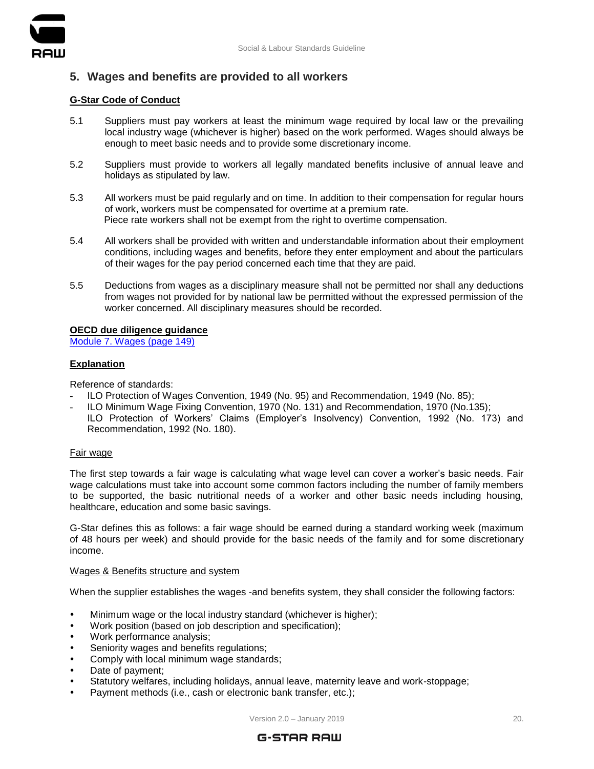## 5. Wages and benefits are provided to all workers

**G-Star Code of Conduct**

5.1 Suppliers must pay workers at least the minimum wage required by local law or the prevailing local industry wage (whichever is higher) based on the work performed. Wages should always be enough to meet basic needs and to provide some discretionary income.

5.2 Suppliers must provide to workers all legally mandated benefits inclusive of annual leave and holidays as stipulated by law.

5.3 All workers must be paid regularly and on time. In addition to their compensation for regular hours of work, workers must be compensated for overtime at a premium rate. Piece rate workers shall not be exempt from the right to overtime compensation.

5.4 All workers shall be provided with written and understandable information about their employment conditions, including wages and benefits, before they enter employment and about the particulars of their wages for the pay period concerned each time that they are paid.

5.5 Deductions from wages as a disciplinary measure shall not be permitted nor shall any deductions from wages not provided for by national law be permitted without the expressed permission of the worker concerned. All disciplinary measures should be recorded.

**OECD due diligence guidance**
Module 7. Wages (page 149)

**Explanation**

Reference of standards:

- ILO Protection of Wages Convention, 1949 (No. 95) and Recommendation, 1949 (No. 85);
- ILO Minimum Wage Fixing Convention, 1970 (No. 131) and Recommendation, 1970 (No.135); ILO Protection of Workers' Claims (Employer's Insolvency) Convention, 1992 (No. 173) and Recommendation, 1992 (No. 180).

Fair wage

The first step towards a fair wage is calculating what wage level can cover a worker's basic needs. Fair wage calculations must take into account some common factors including the number of family members to be supported, the basic nutritional needs of a worker and other basic needs including housing, healthcare, education and some basic savings.

G-Star defines this as follows: a fair wage should be earned during a standard working week (maximum of 48 hours per week) and should provide for the basic needs of the family and for some discretionary income.

Wages & Benefits structure and system

When the supplier establishes the wages -and benefits system, they shall consider the following factors:

- Minimum wage or the local industry standard (whichever is higher);
- Work position (based on job description and specification);
- Work performance analysis;
- Seniority wages and benefits regulations;
- Comply with local minimum wage standards;
- Date of payment;
- Statutory welfares, including holidays, annual leave, maternity leave and work-stoppage;
- Payment methods (i.e., cash or electronic bank transfer, etc.);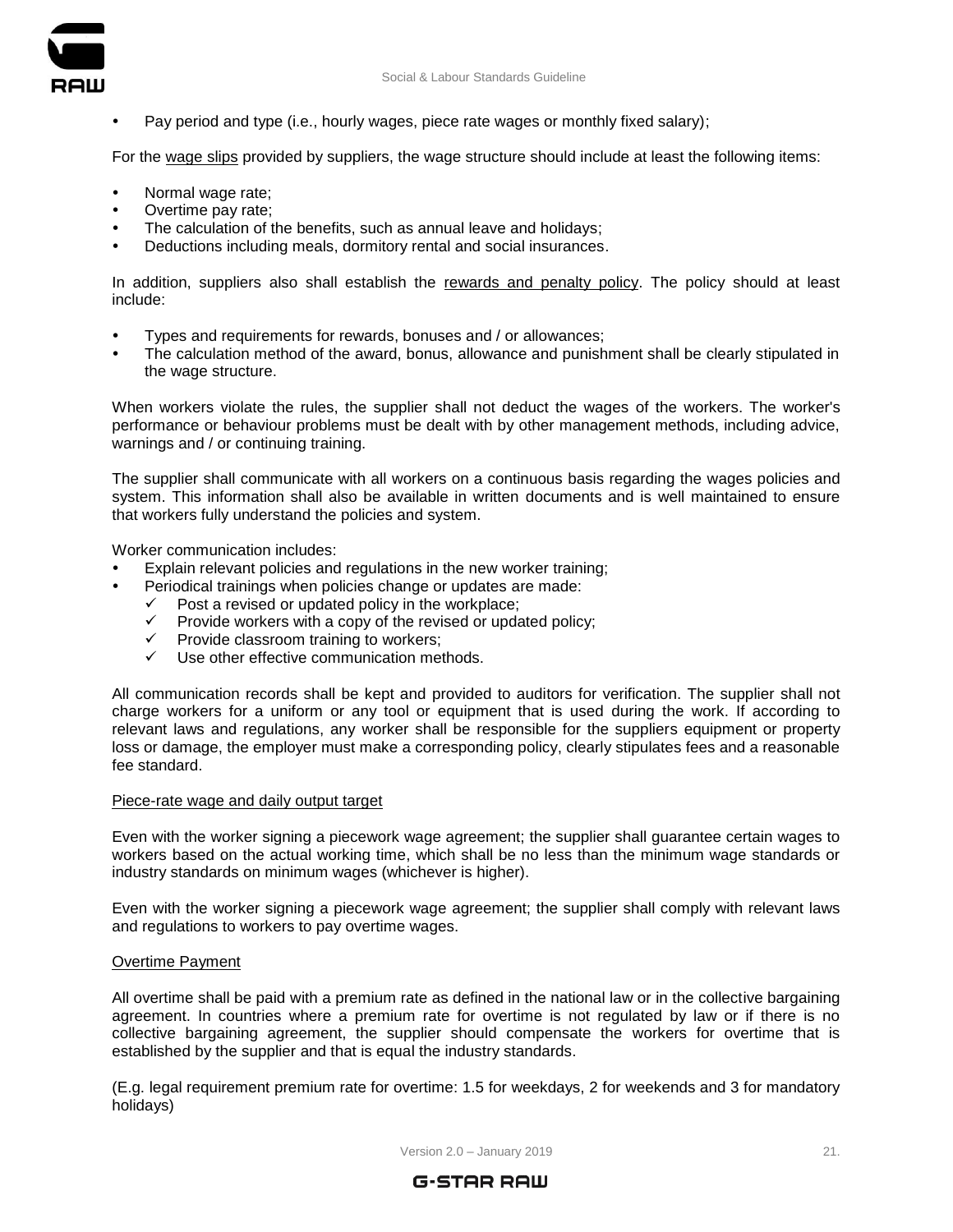- Pay period and type (i.e., hourly wages, piece rate wages or monthly fixed salary);

For the wage slips provided by suppliers, the wage structure should include at least the following items:

- Normal wage rate;
- Overtime pay rate;
- The calculation of the benefits, such as annual leave and holidays;
- Deductions including meals, dormitory rental and social insurances.

In addition, suppliers also shall establish the rewards and penalty policy. The policy should at least include:

- Types and requirements for rewards, bonuses and / or allowances;
- The calculation method of the award, bonus, allowance and punishment shall be clearly stipulated in the wage structure.

When workers violate the rules, the supplier shall not deduct the wages of the workers. The worker's performance or behaviour problems must be dealt with by other management methods, including advice, warnings and / or continuing training.

The supplier shall communicate with all workers on a continuous basis regarding the wages policies and system. This information shall also be available in written documents and is well maintained to ensure that workers fully understand the policies and system.

Worker communication includes:

- Explain relevant policies and regulations in the new worker training;
- Periodical trainings when policies change or updates are made:
  - ✓ Post a revised or updated policy in the workplace;
  - ✓ Provide workers with a copy of the revised or updated policy;
  - ✓ Provide classroom training to workers;
  - ✓ Use other effective communication methods.

All communication records shall be kept and provided to auditors for verification. The supplier shall not charge workers for a uniform or any tool or equipment that is used during the work. If according to relevant laws and regulations, any worker shall be responsible for the suppliers equipment or property loss or damage, the employer must make a corresponding policy, clearly stipulates fees and a reasonable fee standard.

Piece-rate wage and daily output target

Even with the worker signing a piecework wage agreement; the supplier shall guarantee certain wages to workers based on the actual working time, which shall be no less than the minimum wage standards or industry standards on minimum wages (whichever is higher).

Even with the worker signing a piecework wage agreement; the supplier shall comply with relevant laws and regulations to workers to pay overtime wages.

Overtime Payment

All overtime shall be paid with a premium rate as defined in the national law or in the collective bargaining agreement. In countries where a premium rate for overtime is not regulated by law or if there is no collective bargaining agreement, the supplier should compensate the workers for overtime that is established by the supplier and that is equal the industry standards.

(E.g. legal requirement premium rate for overtime: 1.5 for weekdays, 2 for weekends and 3 for mandatory holidays)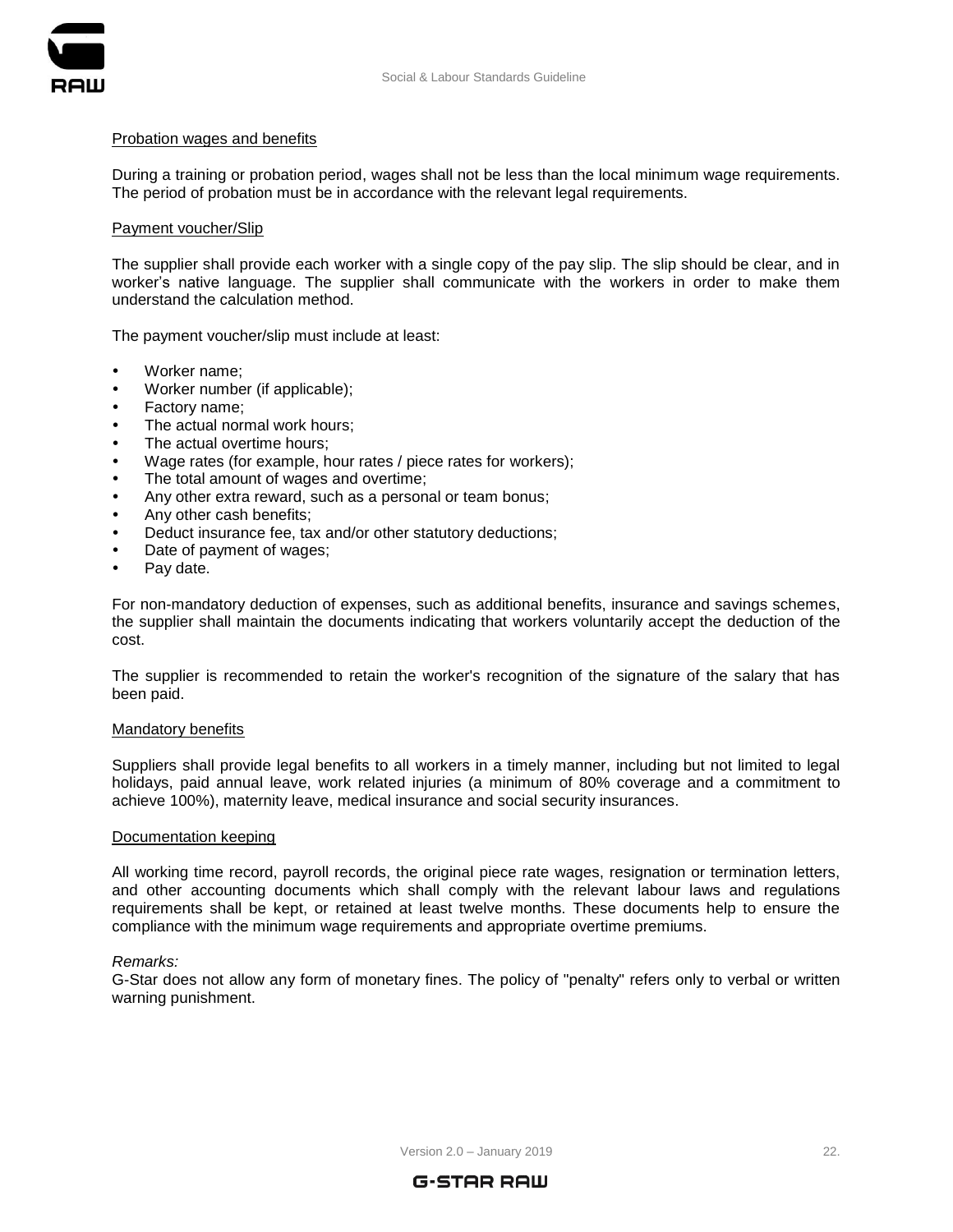Probation wages and benefits

During a training or probation period, wages shall not be less than the local minimum wage requirements. The period of probation must be in accordance with the relevant legal requirements.

Payment voucher/Slip

The supplier shall provide each worker with a single copy of the pay slip. The slip should be clear, and in worker's native language. The supplier shall communicate with the workers in order to make them understand the calculation method.

The payment voucher/slip must include at least:

- Worker name;
- Worker number (if applicable);
- Factory name;
- The actual normal work hours;
- The actual overtime hours;
- Wage rates (for example, hour rates / piece rates for workers);
- The total amount of wages and overtime;
- Any other extra reward, such as a personal or team bonus;
- Any other cash benefits;
- Deduct insurance fee, tax and/or other statutory deductions;
- Date of payment of wages;
- Pay date.

For non-mandatory deduction of expenses, such as additional benefits, insurance and savings schemes, the supplier shall maintain the documents indicating that workers voluntarily accept the deduction of the cost.

The supplier is recommended to retain the worker's recognition of the signature of the salary that has been paid.

Mandatory benefits

Suppliers shall provide legal benefits to all workers in a timely manner, including but not limited to legal holidays, paid annual leave, work related injuries (a minimum of 80% coverage and a commitment to achieve 100%), maternity leave, medical insurance and social security insurances.

Documentation keeping

All working time record, payroll records, the original piece rate wages, resignation or termination letters, and other accounting documents which shall comply with the relevant labour laws and regulations requirements shall be kept, or retained at least twelve months. These documents help to ensure the compliance with the minimum wage requirements and appropriate overtime premiums.

*Remarks:*
G-Star does not allow any form of monetary fines. The policy of "penalty" refers only to verbal or written warning punishment.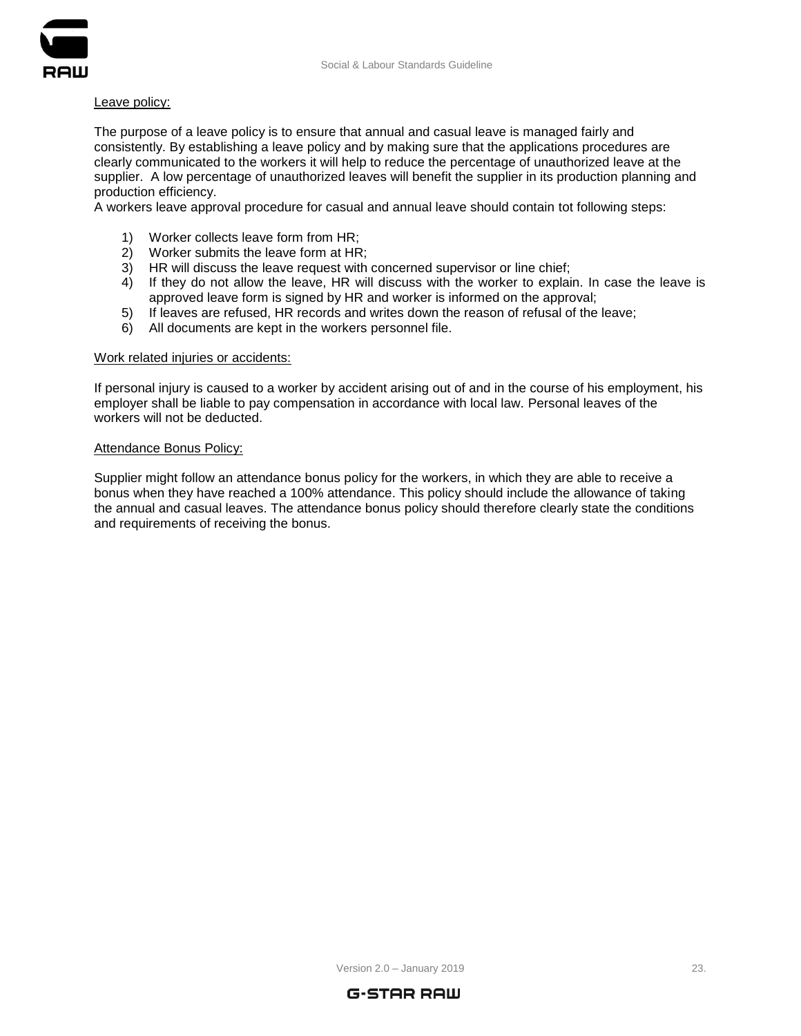Leave policy:

The purpose of a leave policy is to ensure that annual and casual leave is managed fairly and consistently. By establishing a leave policy and by making sure that the applications procedures are clearly communicated to the workers it will help to reduce the percentage of unauthorized leave at the supplier. A low percentage of unauthorized leaves will benefit the supplier in its production planning and production efficiency.
A workers leave approval procedure for casual and annual leave should contain tot following steps:

1) Worker collects leave form from HR;
2) Worker submits the leave form at HR;
3) HR will discuss the leave request with concerned supervisor or line chief;
4) If they do not allow the leave, HR will discuss with the worker to explain. In case the leave is approved leave form is signed by HR and worker is informed on the approval;
5) If leaves are refused, HR records and writes down the reason of refusal of the leave;
6) All documents are kept in the workers personnel file.

Work related injuries or accidents:

If personal injury is caused to a worker by accident arising out of and in the course of his employment, his employer shall be liable to pay compensation in accordance with local law. Personal leaves of the workers will not be deducted.

Attendance Bonus Policy:

Supplier might follow an attendance bonus policy for the workers, in which they are able to receive a bonus when they have reached a 100% attendance. This policy should include the allowance of taking the annual and casual leaves. The attendance bonus policy should therefore clearly state the conditions and requirements of receiving the bonus.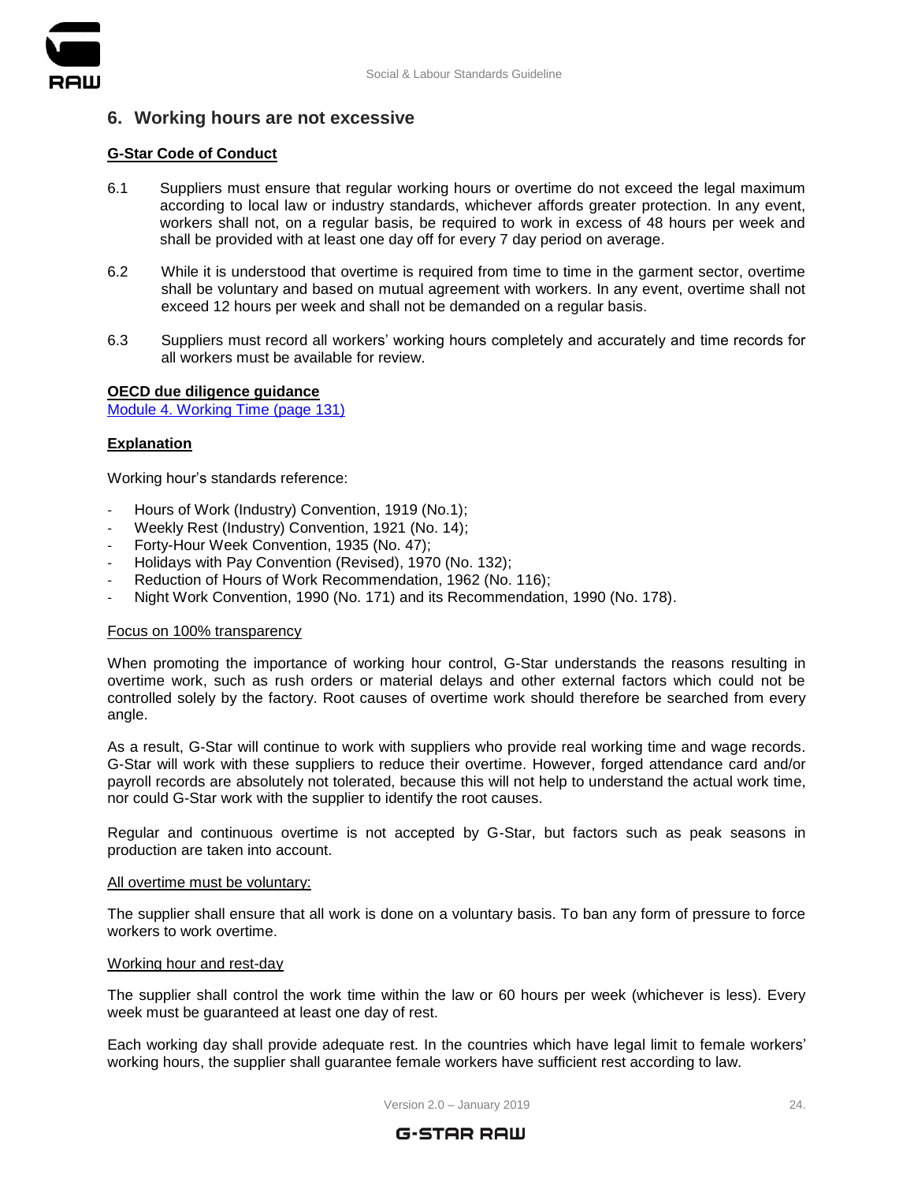## 6. Working hours are not excessive

**G-Star Code of Conduct**

6.1 Suppliers must ensure that regular working hours or overtime do not exceed the legal maximum according to local law or industry standards, whichever affords greater protection. In any event, workers shall not, on a regular basis, be required to work in excess of 48 hours per week and shall be provided with at least one day off for every 7 day period on average.

6.2 While it is understood that overtime is required from time to time in the garment sector, overtime shall be voluntary and based on mutual agreement with workers. In any event, overtime shall not exceed 12 hours per week and shall not be demanded on a regular basis.

6.3 Suppliers must record all workers' working hours completely and accurately and time records for all workers must be available for review.

**OECD due diligence guidance**

Module 4. Working Time (page 131)

**Explanation**

Working hour's standards reference:

- Hours of Work (Industry) Convention, 1919 (No.1);
- Weekly Rest (Industry) Convention, 1921 (No. 14);
- Forty-Hour Week Convention, 1935 (No. 47);
- Holidays with Pay Convention (Revised), 1970 (No. 132);
- Reduction of Hours of Work Recommendation, 1962 (No. 116);
- Night Work Convention, 1990 (No. 171) and its Recommendation, 1990 (No. 178).

Focus on 100% transparency

When promoting the importance of working hour control, G-Star understands the reasons resulting in overtime work, such as rush orders or material delays and other external factors which could not be controlled solely by the factory. Root causes of overtime work should therefore be searched from every angle.

As a result, G-Star will continue to work with suppliers who provide real working time and wage records. G-Star will work with these suppliers to reduce their overtime. However, forged attendance card and/or payroll records are absolutely not tolerated, because this will not help to understand the actual work time, nor could G-Star work with the supplier to identify the root causes.

Regular and continuous overtime is not accepted by G-Star, but factors such as peak seasons in production are taken into account.

All overtime must be voluntary:

The supplier shall ensure that all work is done on a voluntary basis. To ban any form of pressure to force workers to work overtime.

Working hour and rest-day

The supplier shall control the work time within the law or 60 hours per week (whichever is less). Every week must be guaranteed at least one day of rest.

Each working day shall provide adequate rest. In the countries which have legal limit to female workers' working hours, the supplier shall guarantee female workers have sufficient rest according to law.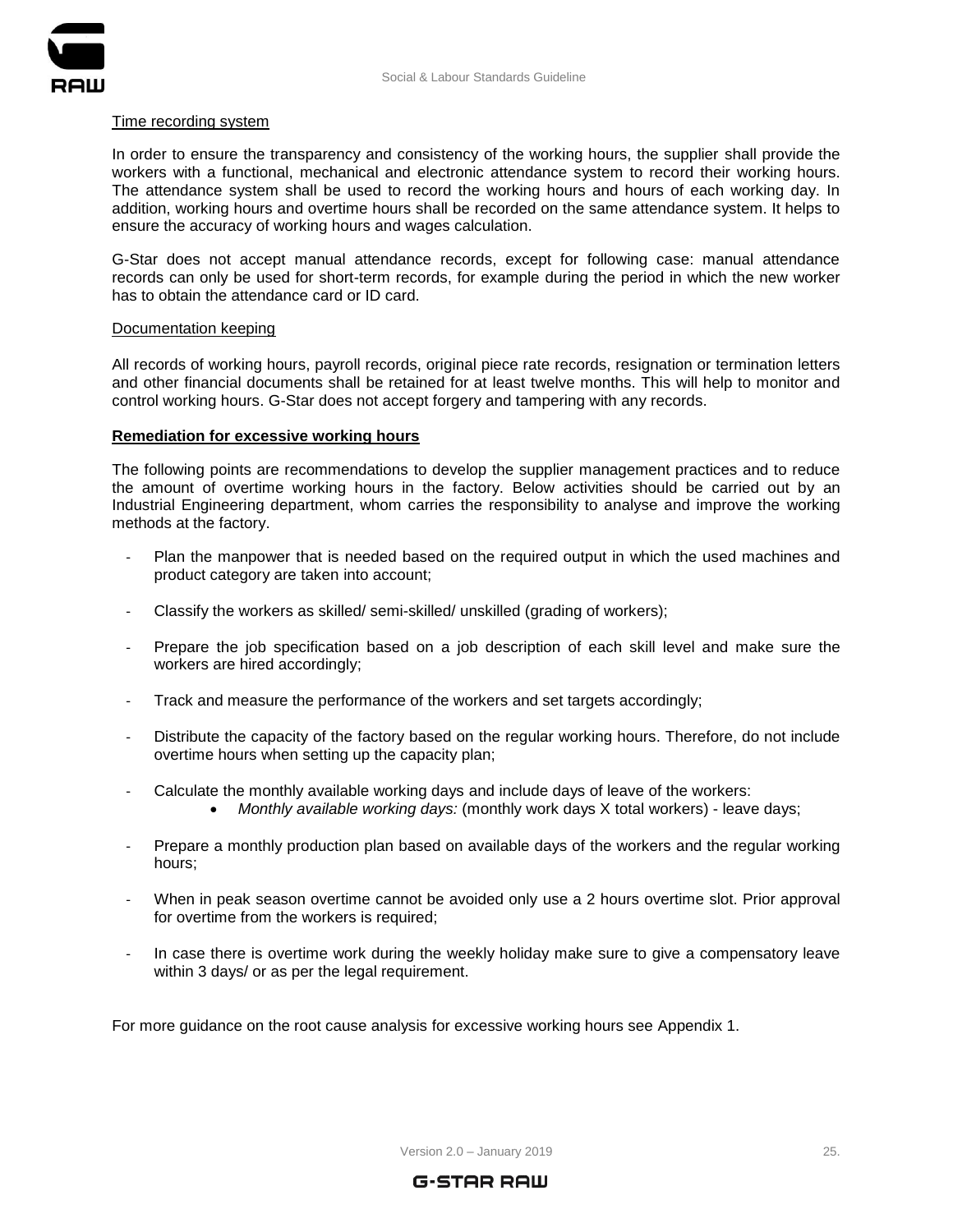Time recording system

In order to ensure the transparency and consistency of the working hours, the supplier shall provide the workers with a functional, mechanical and electronic attendance system to record their working hours. The attendance system shall be used to record the working hours and hours of each working day. In addition, working hours and overtime hours shall be recorded on the same attendance system. It helps to ensure the accuracy of working hours and wages calculation.

G-Star does not accept manual attendance records, except for following case: manual attendance records can only be used for short-term records, for example during the period in which the new worker has to obtain the attendance card or ID card.

Documentation keeping

All records of working hours, payroll records, original piece rate records, resignation or termination letters and other financial documents shall be retained for at least twelve months. This will help to monitor and control working hours. G-Star does not accept forgery and tampering with any records.

**Remediation for excessive working hours**

The following points are recommendations to develop the supplier management practices and to reduce the amount of overtime working hours in the factory. Below activities should be carried out by an Industrial Engineering department, whom carries the responsibility to analyse and improve the working methods at the factory.

- Plan the manpower that is needed based on the required output in which the used machines and product category are taken into account;
- Classify the workers as skilled/ semi-skilled/ unskilled (grading of workers);
- Prepare the job specification based on a job description of each skill level and make sure the workers are hired accordingly;
- Track and measure the performance of the workers and set targets accordingly;
- Distribute the capacity of the factory based on the regular working hours. Therefore, do not include overtime hours when setting up the capacity plan;
- Calculate the monthly available working days and include days of leave of the workers:
    - *Monthly available working days:* (monthly work days X total workers) - leave days;
- Prepare a monthly production plan based on available days of the workers and the regular working hours;
- When in peak season overtime cannot be avoided only use a 2 hours overtime slot. Prior approval for overtime from the workers is required;
- In case there is overtime work during the weekly holiday make sure to give a compensatory leave within 3 days/ or as per the legal requirement.

For more guidance on the root cause analysis for excessive working hours see Appendix 1.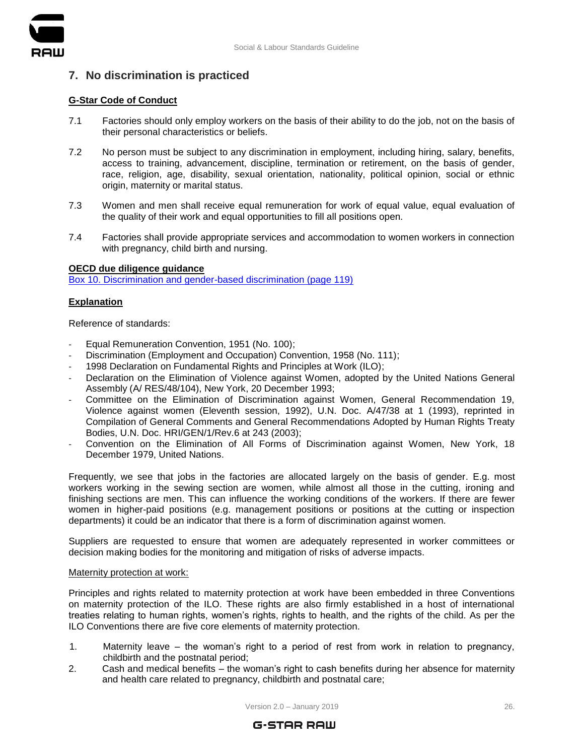## 7. No discrimination is practiced

**G-Star Code of Conduct**

7.1 Factories should only employ workers on the basis of their ability to do the job, not on the basis of their personal characteristics or beliefs.

7.2 No person must be subject to any discrimination in employment, including hiring, salary, benefits, access to training, advancement, discipline, termination or retirement, on the basis of gender, race, religion, age, disability, sexual orientation, nationality, political opinion, social or ethnic origin, maternity or marital status.

7.3 Women and men shall receive equal remuneration for work of equal value, equal evaluation of the quality of their work and equal opportunities to fill all positions open.

7.4 Factories shall provide appropriate services and accommodation to women workers in connection with pregnancy, child birth and nursing.

**OECD due diligence guidance**

Box 10. Discrimination and gender-based discrimination (page 119)

**Explanation**

Reference of standards:

- Equal Remuneration Convention, 1951 (No. 100);
- Discrimination (Employment and Occupation) Convention, 1958 (No. 111);
- 1998 Declaration on Fundamental Rights and Principles at Work (ILO);
- Declaration on the Elimination of Violence against Women, adopted by the United Nations General Assembly (A/ RES/48/104), New York, 20 December 1993;
- Committee on the Elimination of Discrimination against Women, General Recommendation 19, Violence against women (Eleventh session, 1992), U.N. Doc. A/47/38 at 1 (1993), reprinted in Compilation of General Comments and General Recommendations Adopted by Human Rights Treaty Bodies, U.N. Doc. HRI/GEN/1/Rev.6 at 243 (2003);
- Convention on the Elimination of All Forms of Discrimination against Women, New York, 18 December 1979, United Nations.

Frequently, we see that jobs in the factories are allocated largely on the basis of gender. E.g. most workers working in the sewing section are women, while almost all those in the cutting, ironing and finishing sections are men. This can influence the working conditions of the workers. If there are fewer women in higher-paid positions (e.g. management positions or positions at the cutting or inspection departments) it could be an indicator that there is a form of discrimination against women.

Suppliers are requested to ensure that women are adequately represented in worker committees or decision making bodies for the monitoring and mitigation of risks of adverse impacts.

Maternity protection at work:

Principles and rights related to maternity protection at work have been embedded in three Conventions on maternity protection of the ILO. These rights are also firmly established in a host of international treaties relating to human rights, women's rights, rights to health, and the rights of the child. As per the ILO Conventions there are five core elements of maternity protection.

1. Maternity leave – the woman's right to a period of rest from work in relation to pregnancy, childbirth and the postnatal period;
2. Cash and medical benefits – the woman's right to cash benefits during her absence for maternity and health care related to pregnancy, childbirth and postnatal care;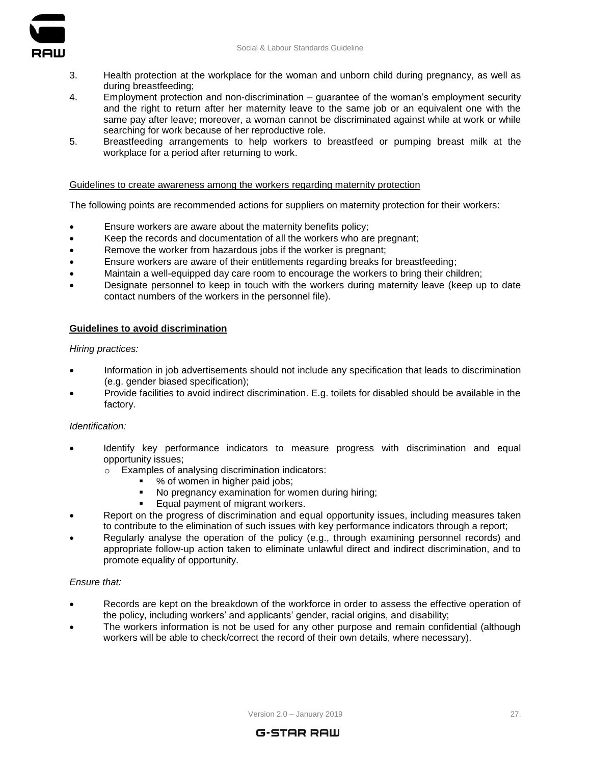3. Health protection at the workplace for the woman and unborn child during pregnancy, as well as during breastfeeding;
4. Employment protection and non-discrimination – guarantee of the woman's employment security and the right to return after her maternity leave to the same job or an equivalent one with the same pay after leave; moreover, a woman cannot be discriminated against while at work or while searching for work because of her reproductive role.
5. Breastfeeding arrangements to help workers to breastfeed or pumping breast milk at the workplace for a period after returning to work.

<u>Guidelines to create awareness among the workers regarding maternity protection</u>

The following points are recommended actions for suppliers on maternity protection for their workers:

- Ensure workers are aware about the maternity benefits policy;
- Keep the records and documentation of all the workers who are pregnant;
- Remove the worker from hazardous jobs if the worker is pregnant;
- Ensure workers are aware of their entitlements regarding breaks for breastfeeding;
- Maintain a well-equipped day care room to encourage the workers to bring their children;
- Designate personnel to keep in touch with the workers during maternity leave (keep up to date contact numbers of the workers in the personnel file).

**<u>Guidelines to avoid discrimination</u>**

*Hiring practices:*

- Information in job advertisements should not include any specification that leads to discrimination (e.g. gender biased specification);
- Provide facilities to avoid indirect discrimination. E.g. toilets for disabled should be available in the factory.

*Identification:*

- Identify key performance indicators to measure progress with discrimination and equal opportunity issues;
  - Examples of analysing discrimination indicators:
    - % of women in higher paid jobs;
    - No pregnancy examination for women during hiring;
    - Equal payment of migrant workers.
- Report on the progress of discrimination and equal opportunity issues, including measures taken to contribute to the elimination of such issues with key performance indicators through a report;
- Regularly analyse the operation of the policy (e.g., through examining personnel records) and appropriate follow-up action taken to eliminate unlawful direct and indirect discrimination, and to promote equality of opportunity.

*Ensure that:*

- Records are kept on the breakdown of the workforce in order to assess the effective operation of the policy, including workers' and applicants' gender, racial origins, and disability;
- The workers information is not be used for any other purpose and remain confidential (although workers will be able to check/correct the record of their own details, where necessary).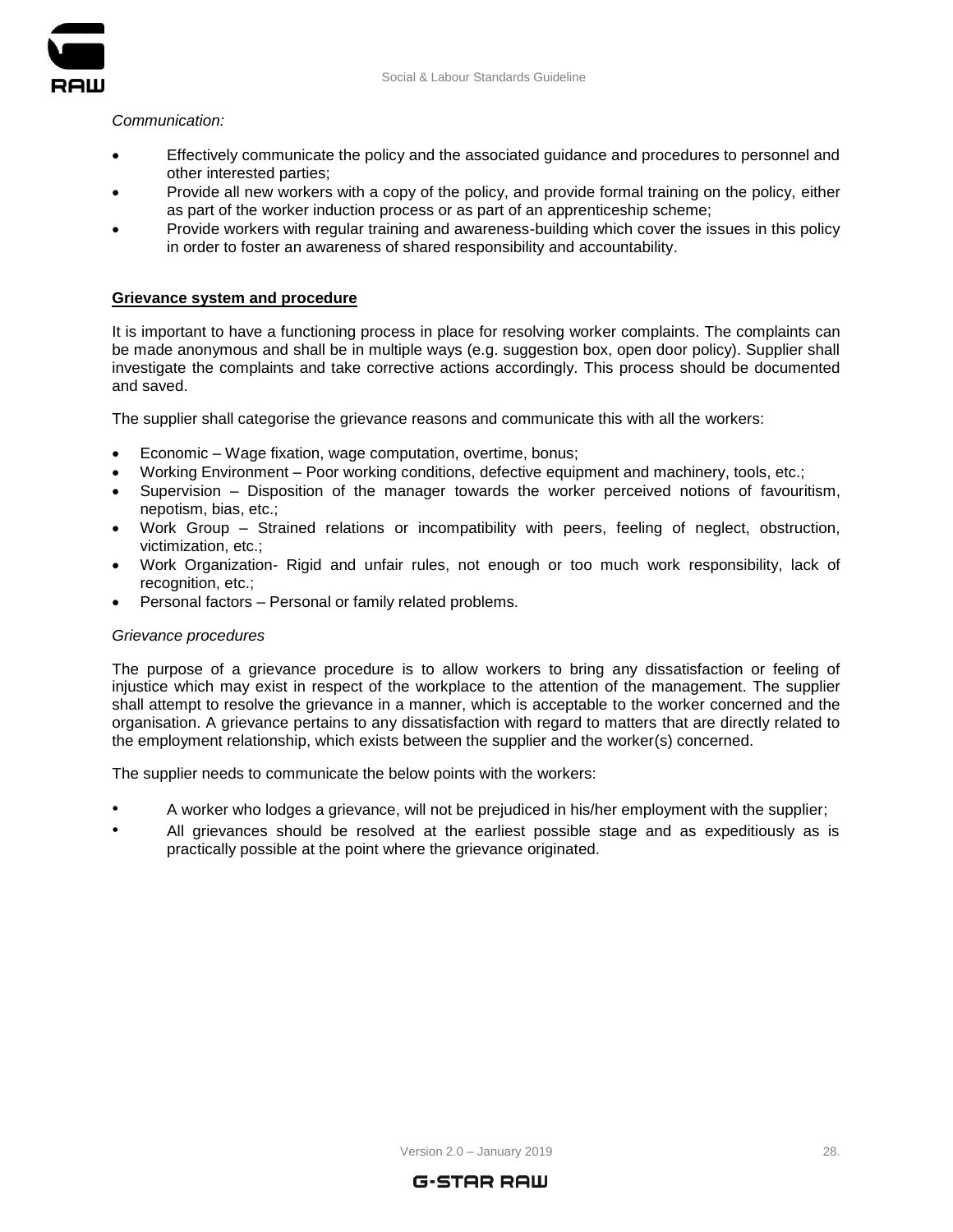*Communication:*

- Effectively communicate the policy and the associated guidance and procedures to personnel and other interested parties;
- Provide all new workers with a copy of the policy, and provide formal training on the policy, either as part of the worker induction process or as part of an apprenticeship scheme;
- Provide workers with regular training and awareness-building which cover the issues in this policy in order to foster an awareness of shared responsibility and accountability.

**Grievance system and procedure**

It is important to have a functioning process in place for resolving worker complaints. The complaints can be made anonymous and shall be in multiple ways (e.g. suggestion box, open door policy). Supplier shall investigate the complaints and take corrective actions accordingly. This process should be documented and saved.

The supplier shall categorise the grievance reasons and communicate this with all the workers:

- Economic – Wage fixation, wage computation, overtime, bonus;
- Working Environment – Poor working conditions, defective equipment and machinery, tools, etc.;
- Supervision – Disposition of the manager towards the worker perceived notions of favouritism, nepotism, bias, etc.;
- Work Group – Strained relations or incompatibility with peers, feeling of neglect, obstruction, victimization, etc.;
- Work Organization- Rigid and unfair rules, not enough or too much work responsibility, lack of recognition, etc.;
- Personal factors – Personal or family related problems.

*Grievance procedures*

The purpose of a grievance procedure is to allow workers to bring any dissatisfaction or feeling of injustice which may exist in respect of the workplace to the attention of the management. The supplier shall attempt to resolve the grievance in a manner, which is acceptable to the worker concerned and the organisation. A grievance pertains to any dissatisfaction with regard to matters that are directly related to the employment relationship, which exists between the supplier and the worker(s) concerned.

The supplier needs to communicate the below points with the workers:

- A worker who lodges a grievance, will not be prejudiced in his/her employment with the supplier;
- All grievances should be resolved at the earliest possible stage and as expeditiously as is practically possible at the point where the grievance originated.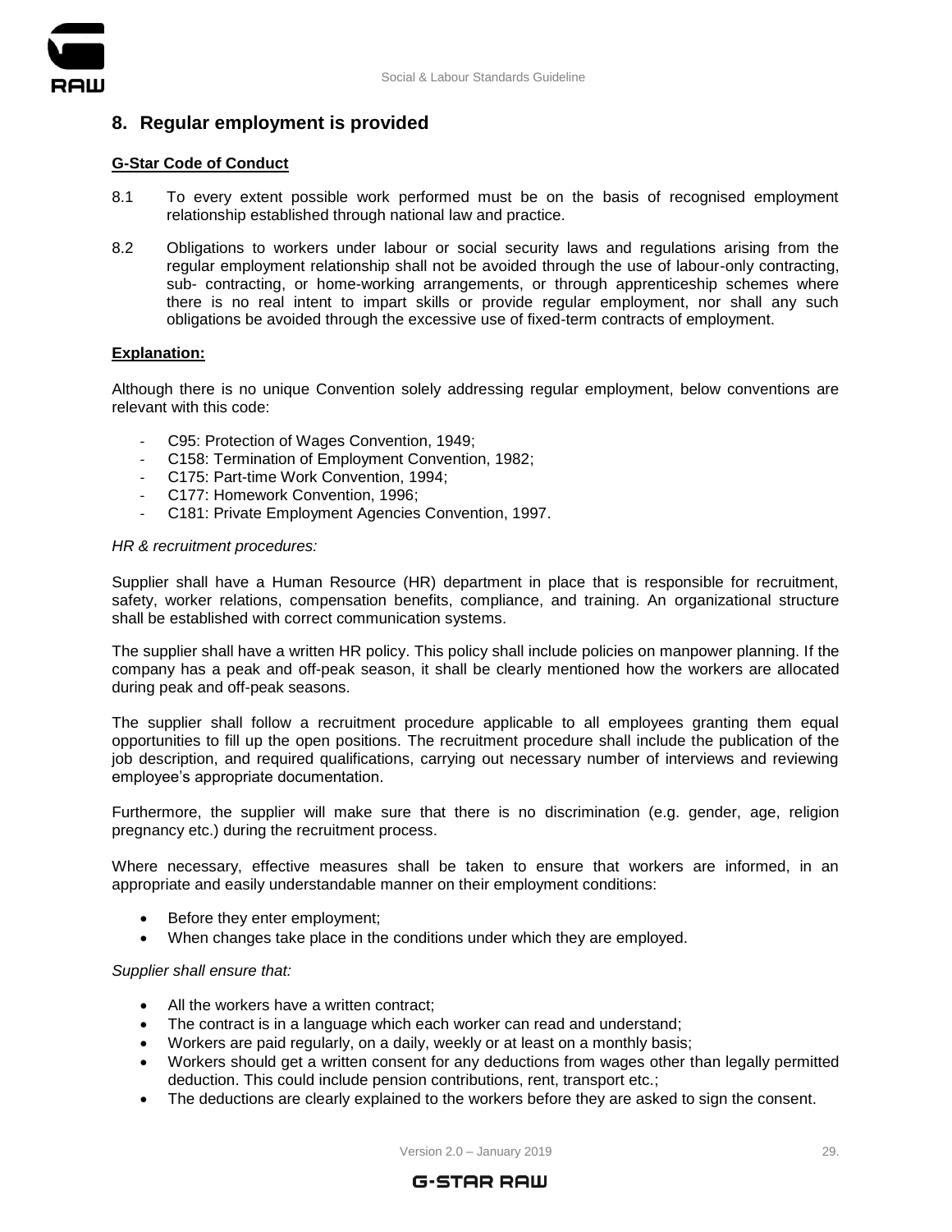## 8. Regular employment is provided

**G-Star Code of Conduct**

8.1 To every extent possible work performed must be on the basis of recognised employment relationship established through national law and practice.

8.2 Obligations to workers under labour or social security laws and regulations arising from the regular employment relationship shall not be avoided through the use of labour-only contracting, sub- contracting, or home-working arrangements, or through apprenticeship schemes where there is no real intent to impart skills or provide regular employment, nor shall any such obligations be avoided through the excessive use of fixed-term contracts of employment.

**Explanation:**

Although there is no unique Convention solely addressing regular employment, below conventions are relevant with this code:

- C95: Protection of Wages Convention, 1949;
- C158: Termination of Employment Convention, 1982;
- C175: Part-time Work Convention, 1994;
- C177: Homework Convention, 1996;
- C181: Private Employment Agencies Convention, 1997.

*HR & recruitment procedures:*

Supplier shall have a Human Resource (HR) department in place that is responsible for recruitment, safety, worker relations, compensation benefits, compliance, and training. An organizational structure shall be established with correct communication systems.

The supplier shall have a written HR policy. This policy shall include policies on manpower planning. If the company has a peak and off-peak season, it shall be clearly mentioned how the workers are allocated during peak and off-peak seasons.

The supplier shall follow a recruitment procedure applicable to all employees granting them equal opportunities to fill up the open positions. The recruitment procedure shall include the publication of the job description, and required qualifications, carrying out necessary number of interviews and reviewing employee's appropriate documentation.

Furthermore, the supplier will make sure that there is no discrimination (e.g. gender, age, religion pregnancy etc.) during the recruitment process.

Where necessary, effective measures shall be taken to ensure that workers are informed, in an appropriate and easily understandable manner on their employment conditions:

- Before they enter employment;
- When changes take place in the conditions under which they are employed.

*Supplier shall ensure that:*

- All the workers have a written contract;
- The contract is in a language which each worker can read and understand;
- Workers are paid regularly, on a daily, weekly or at least on a monthly basis;
- Workers should get a written consent for any deductions from wages other than legally permitted deduction. This could include pension contributions, rent, transport etc.;
- The deductions are clearly explained to the workers before they are asked to sign the consent.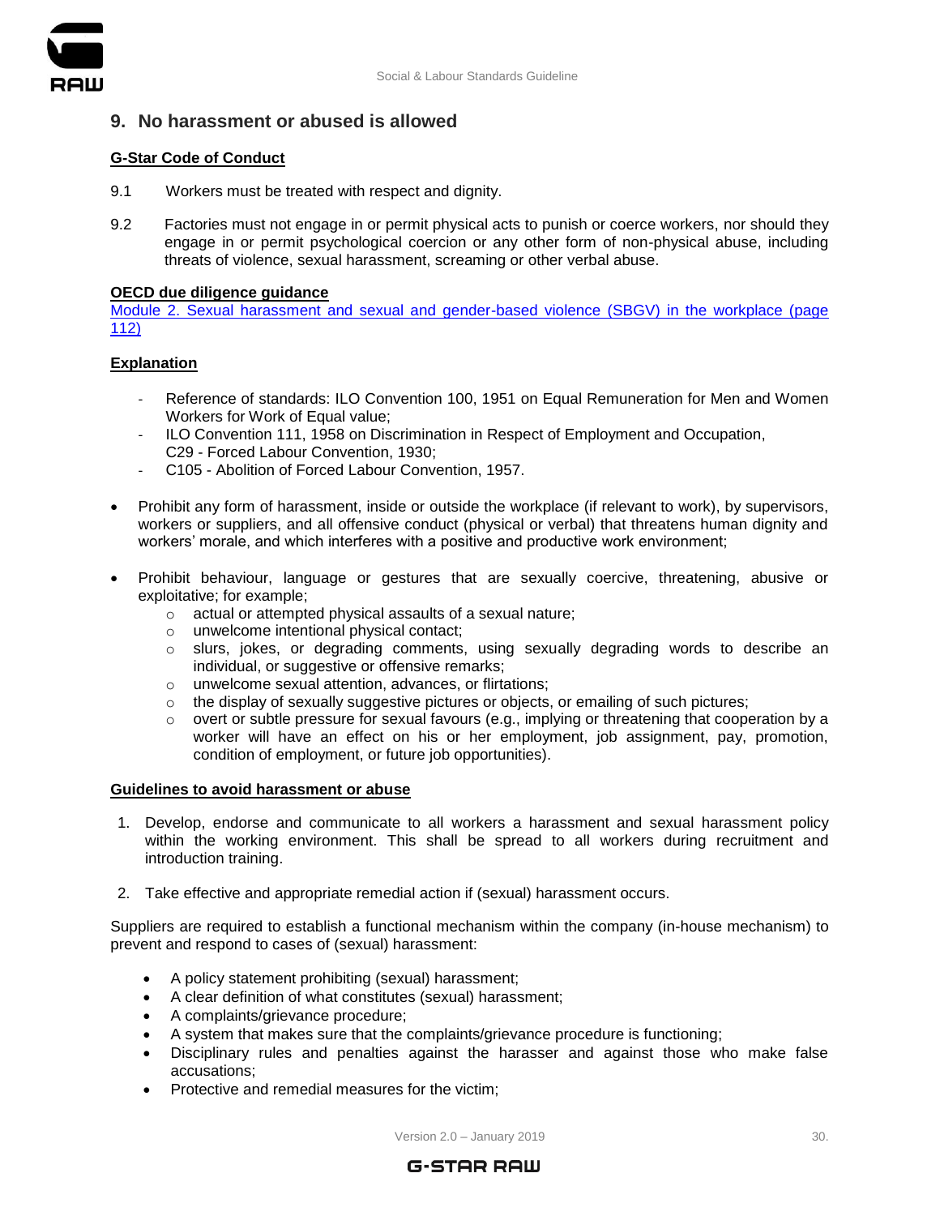## 9. No harassment or abused is allowed

**G-Star Code of Conduct**

9.1 Workers must be treated with respect and dignity.

9.2 Factories must not engage in or permit physical acts to punish or coerce workers, nor should they engage in or permit psychological coercion or any other form of non-physical abuse, including threats of violence, sexual harassment, screaming or other verbal abuse.

**OECD due diligence guidance**

Module 2. Sexual harassment and sexual and gender-based violence (SBGV) in the workplace (page 112)

**Explanation**

- Reference of standards: ILO Convention 100, 1951 on Equal Remuneration for Men and Women Workers for Work of Equal value;
- ILO Convention 111, 1958 on Discrimination in Respect of Employment and Occupation, C29 - Forced Labour Convention, 1930;
- C105 - Abolition of Forced Labour Convention, 1957.

- Prohibit any form of harassment, inside or outside the workplace (if relevant to work), by supervisors, workers or suppliers, and all offensive conduct (physical or verbal) that threatens human dignity and workers' morale, and which interferes with a positive and productive work environment;
- Prohibit behaviour, language or gestures that are sexually coercive, threatening, abusive or exploitative; for example;
  - actual or attempted physical assaults of a sexual nature;
  - unwelcome intentional physical contact;
  - slurs, jokes, or degrading comments, using sexually degrading words to describe an individual, or suggestive or offensive remarks;
  - unwelcome sexual attention, advances, or flirtations;
  - the display of sexually suggestive pictures or objects, or emailing of such pictures;
  - overt or subtle pressure for sexual favours (e.g., implying or threatening that cooperation by a worker will have an effect on his or her employment, job assignment, pay, promotion, condition of employment, or future job opportunities).

**Guidelines to avoid harassment or abuse**

1. Develop, endorse and communicate to all workers a harassment and sexual harassment policy within the working environment. This shall be spread to all workers during recruitment and introduction training.
2. Take effective and appropriate remedial action if (sexual) harassment occurs.

Suppliers are required to establish a functional mechanism within the company (in-house mechanism) to prevent and respond to cases of (sexual) harassment:

- A policy statement prohibiting (sexual) harassment;
- A clear definition of what constitutes (sexual) harassment;
- A complaints/grievance procedure;
- A system that makes sure that the complaints/grievance procedure is functioning;
- Disciplinary rules and penalties against the harasser and against those who make false accusations;
- Protective and remedial measures for the victim;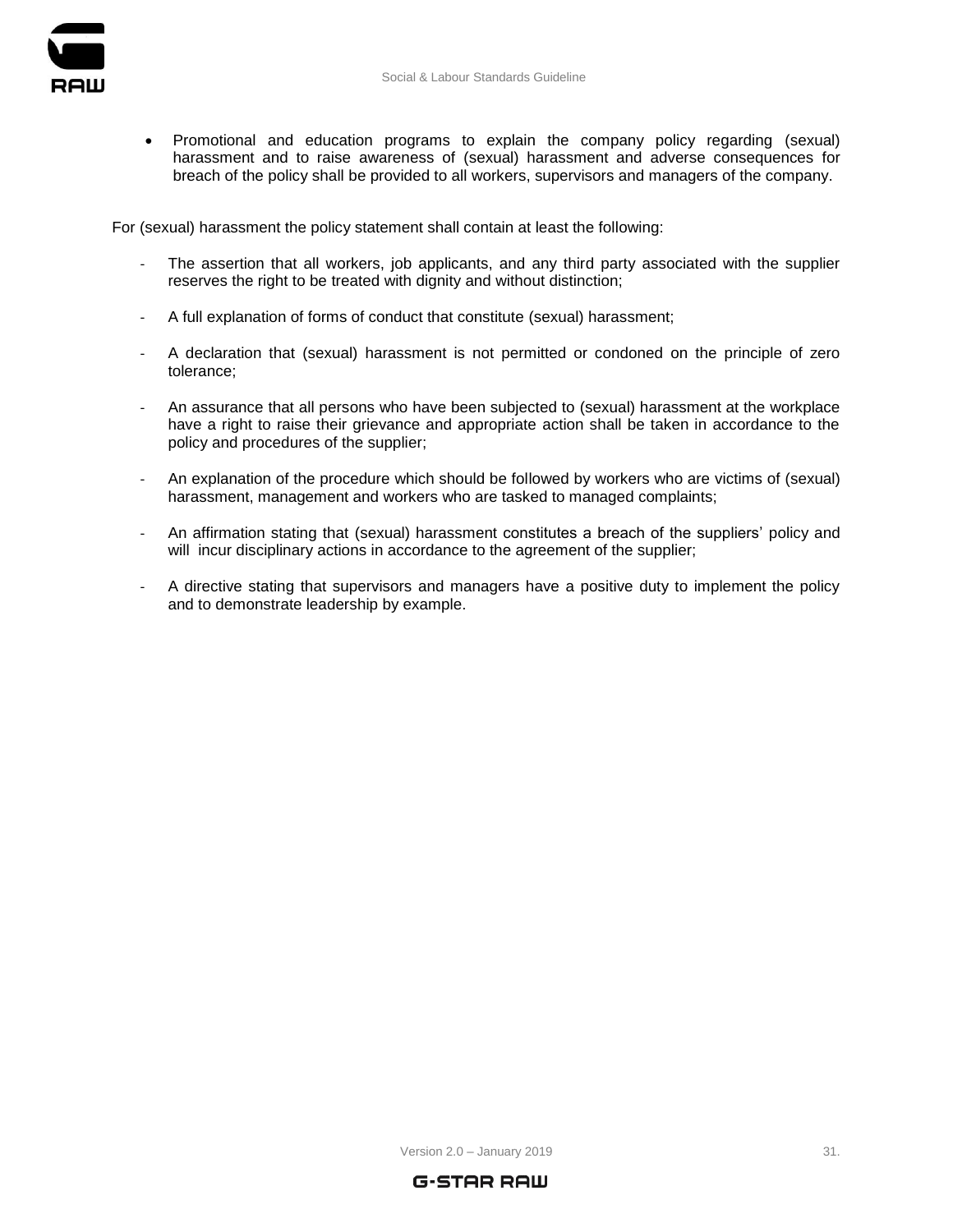- Promotional and education programs to explain the company policy regarding (sexual) harassment and to raise awareness of (sexual) harassment and adverse consequences for breach of the policy shall be provided to all workers, supervisors and managers of the company.

For (sexual) harassment the policy statement shall contain at least the following:

- The assertion that all workers, job applicants, and any third party associated with the supplier reserves the right to be treated with dignity and without distinction;
- A full explanation of forms of conduct that constitute (sexual) harassment;
- A declaration that (sexual) harassment is not permitted or condoned on the principle of zero tolerance;
- An assurance that all persons who have been subjected to (sexual) harassment at the workplace have a right to raise their grievance and appropriate action shall be taken in accordance to the policy and procedures of the supplier;
- An explanation of the procedure which should be followed by workers who are victims of (sexual) harassment, management and workers who are tasked to managed complaints;
- An affirmation stating that (sexual) harassment constitutes a breach of the suppliers' policy and will incur disciplinary actions in accordance to the agreement of the supplier;
- A directive stating that supervisors and managers have a positive duty to implement the policy and to demonstrate leadership by example.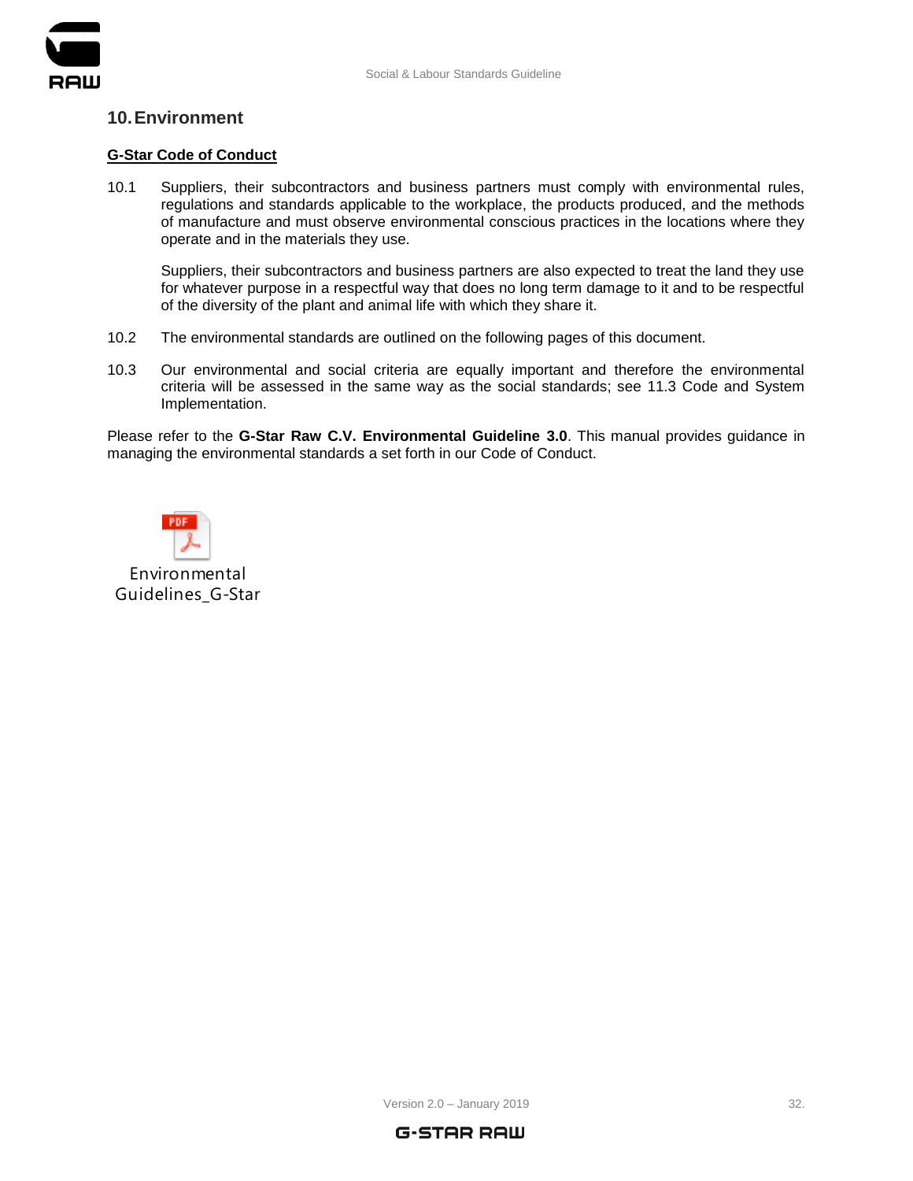## 10. Environment

**G-Star Code of Conduct**

10.1 Suppliers, their subcontractors and business partners must comply with environmental rules, regulations and standards applicable to the workplace, the products produced, and the methods of manufacture and must observe environmental conscious practices in the locations where they operate and in the materials they use.

Suppliers, their subcontractors and business partners are also expected to treat the land they use for whatever purpose in a respectful way that does no long term damage to it and to be respectful of the diversity of the plant and animal life with which they share it.

10.2 The environmental standards are outlined on the following pages of this document.

10.3 Our environmental and social criteria are equally important and therefore the environmental criteria will be assessed in the same way as the social standards; see 11.3 Code and System Implementation.

Please refer to the **G-Star Raw C.V. Environmental Guideline 3.0**. This manual provides guidance in managing the environmental standards a set forth in our Code of Conduct.

Environmental Guidelines_G-Star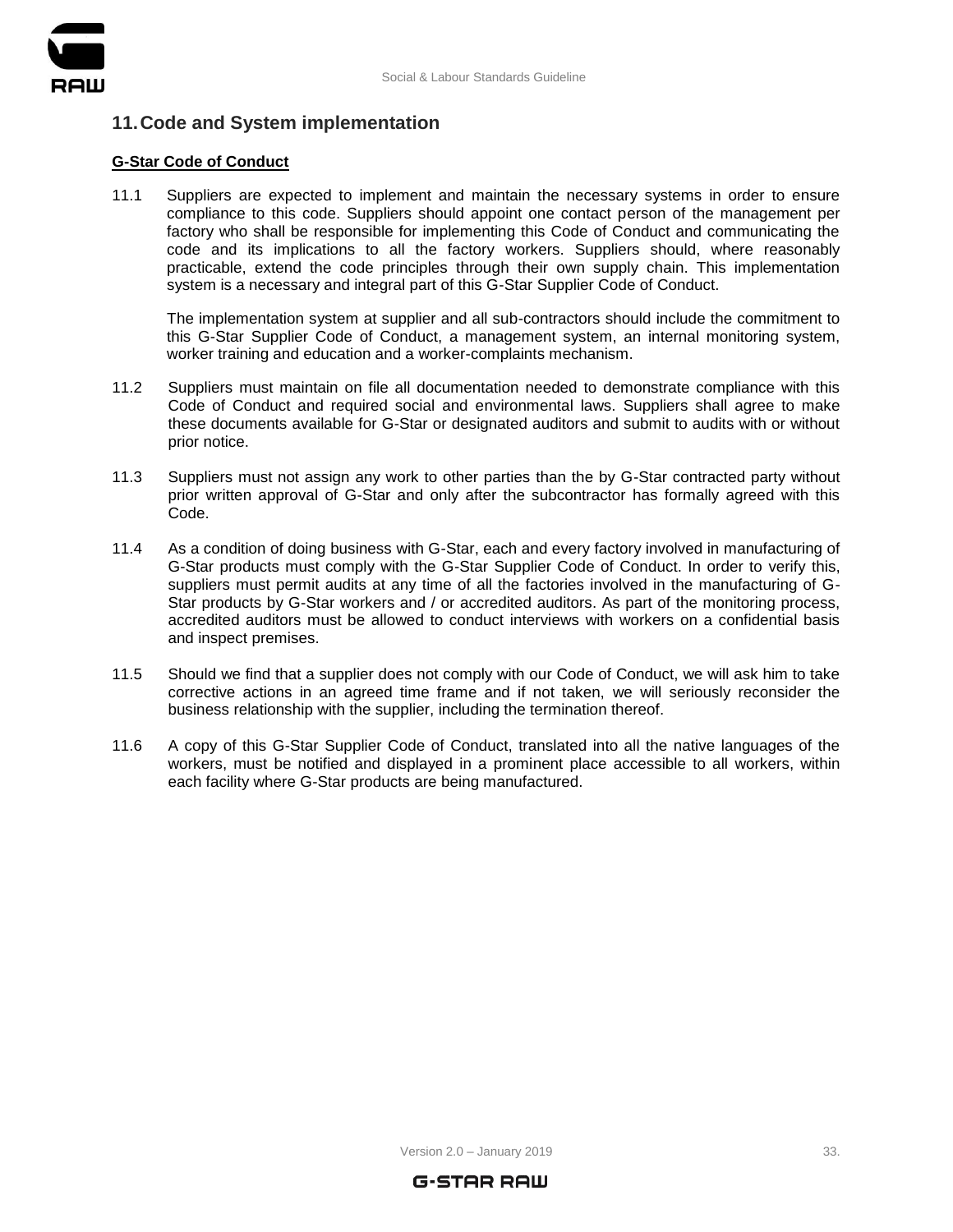## 11. Code and System implementation

**G-Star Code of Conduct**

11.1 Suppliers are expected to implement and maintain the necessary systems in order to ensure compliance to this code. Suppliers should appoint one contact person of the management per factory who shall be responsible for implementing this Code of Conduct and communicating the code and its implications to all the factory workers. Suppliers should, where reasonably practicable, extend the code principles through their own supply chain. This implementation system is a necessary and integral part of this G-Star Supplier Code of Conduct.

The implementation system at supplier and all sub-contractors should include the commitment to this G-Star Supplier Code of Conduct, a management system, an internal monitoring system, worker training and education and a worker-complaints mechanism.

11.2 Suppliers must maintain on file all documentation needed to demonstrate compliance with this Code of Conduct and required social and environmental laws. Suppliers shall agree to make these documents available for G-Star or designated auditors and submit to audits with or without prior notice.

11.3 Suppliers must not assign any work to other parties than the by G-Star contracted party without prior written approval of G-Star and only after the subcontractor has formally agreed with this Code.

11.4 As a condition of doing business with G-Star, each and every factory involved in manufacturing of G-Star products must comply with the G-Star Supplier Code of Conduct. In order to verify this, suppliers must permit audits at any time of all the factories involved in the manufacturing of G-Star products by G-Star workers and / or accredited auditors. As part of the monitoring process, accredited auditors must be allowed to conduct interviews with workers on a confidential basis and inspect premises.

11.5 Should we find that a supplier does not comply with our Code of Conduct, we will ask him to take corrective actions in an agreed time frame and if not taken, we will seriously reconsider the business relationship with the supplier, including the termination thereof.

11.6 A copy of this G-Star Supplier Code of Conduct, translated into all the native languages of the workers, must be notified and displayed in a prominent place accessible to all workers, within each facility where G-Star products are being manufactured.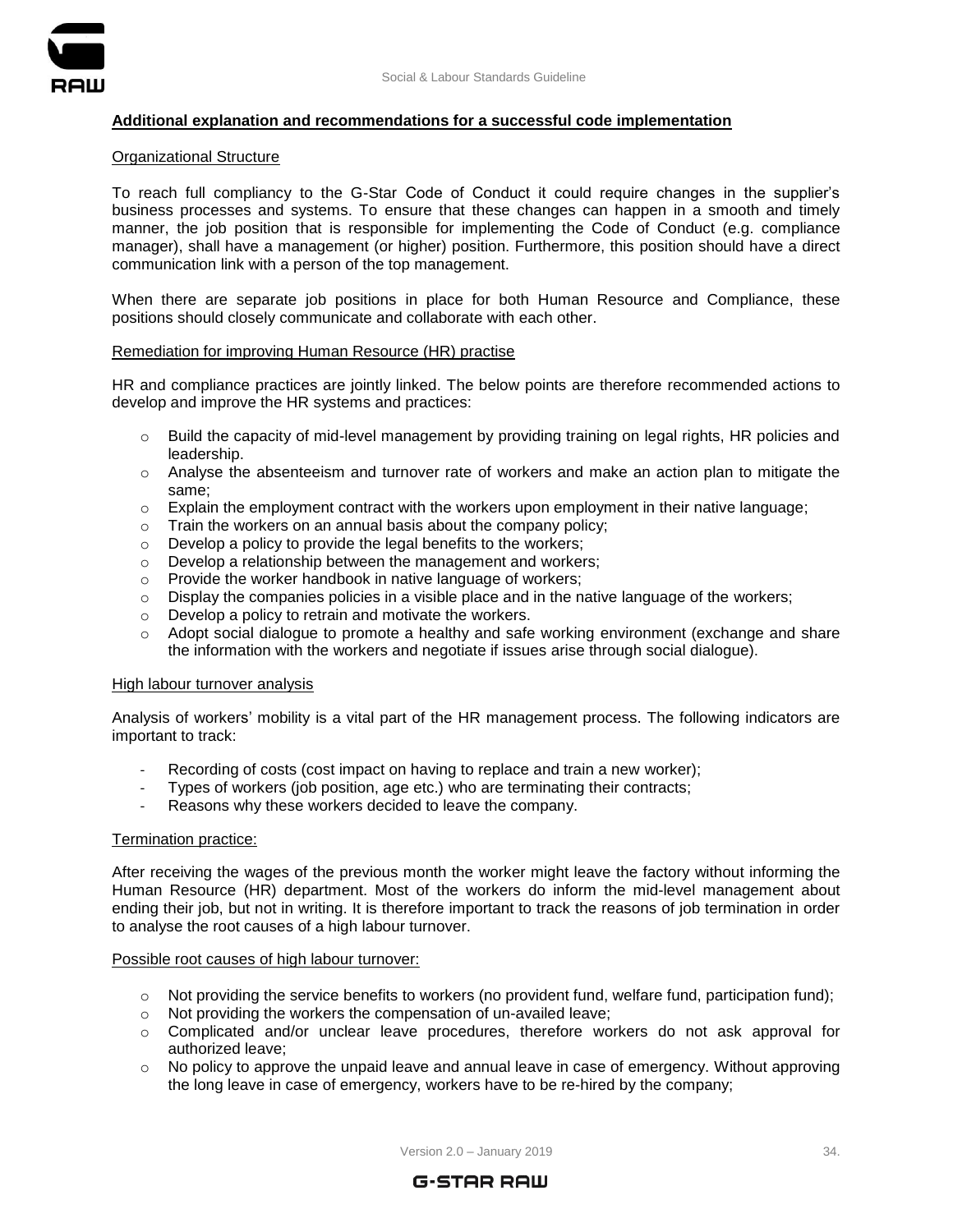**Additional explanation and recommendations for a successful code implementation**

Organizational Structure

To reach full compliancy to the G-Star Code of Conduct it could require changes in the supplier's business processes and systems. To ensure that these changes can happen in a smooth and timely manner, the job position that is responsible for implementing the Code of Conduct (e.g. compliance manager), shall have a management (or higher) position. Furthermore, this position should have a direct communication link with a person of the top management.

When there are separate job positions in place for both Human Resource and Compliance, these positions should closely communicate and collaborate with each other.

Remediation for improving Human Resource (HR) practise

HR and compliance practices are jointly linked. The below points are therefore recommended actions to develop and improve the HR systems and practices:

- Build the capacity of mid-level management by providing training on legal rights, HR policies and leadership.
- Analyse the absenteeism and turnover rate of workers and make an action plan to mitigate the same;
- Explain the employment contract with the workers upon employment in their native language;
- Train the workers on an annual basis about the company policy;
- Develop a policy to provide the legal benefits to the workers;
- Develop a relationship between the management and workers;
- Provide the worker handbook in native language of workers;
- Display the companies policies in a visible place and in the native language of the workers;
- Develop a policy to retrain and motivate the workers.
- Adopt social dialogue to promote a healthy and safe working environment (exchange and share the information with the workers and negotiate if issues arise through social dialogue).

High labour turnover analysis

Analysis of workers' mobility is a vital part of the HR management process. The following indicators are important to track:

- Recording of costs (cost impact on having to replace and train a new worker);
- Types of workers (job position, age etc.) who are terminating their contracts;
- Reasons why these workers decided to leave the company.

Termination practice:

After receiving the wages of the previous month the worker might leave the factory without informing the Human Resource (HR) department. Most of the workers do inform the mid-level management about ending their job, but not in writing. It is therefore important to track the reasons of job termination in order to analyse the root causes of a high labour turnover.

Possible root causes of high labour turnover:

- Not providing the service benefits to workers (no provident fund, welfare fund, participation fund);
- Not providing the workers the compensation of un-availed leave;
- Complicated and/or unclear leave procedures, therefore workers do not ask approval for authorized leave;
- No policy to approve the unpaid leave and annual leave in case of emergency. Without approving the long leave in case of emergency, workers have to be re-hired by the company;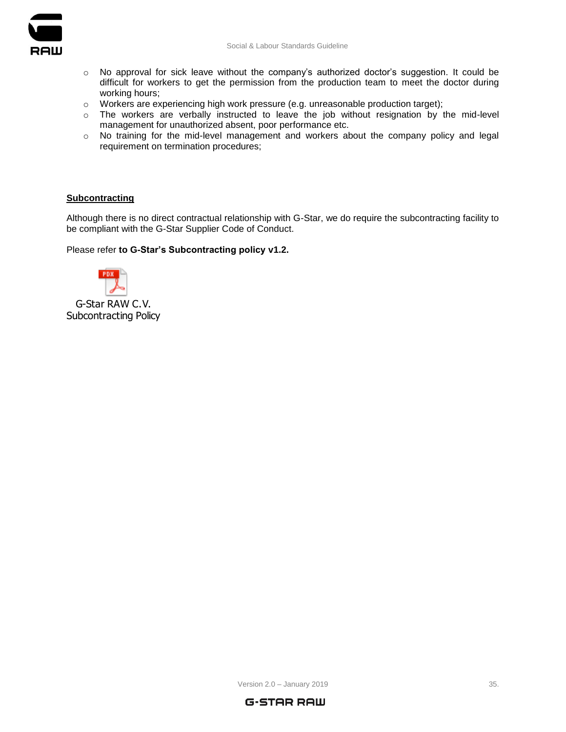- No approval for sick leave without the company's authorized doctor's suggestion. It could be difficult for workers to get the permission from the production team to meet the doctor during working hours;
- Workers are experiencing high work pressure (e.g. unreasonable production target);
- The workers are verbally instructed to leave the job without resignation by the mid-level management for unauthorized absent, poor performance etc.
- No training for the mid-level management and workers about the company policy and legal requirement on termination procedures;

**Subcontracting**

Although there is no direct contractual relationship with G-Star, we do require the subcontracting facility to be compliant with the G-Star Supplier Code of Conduct.

Please refer **to G-Star's Subcontracting policy v1.2.**

G-Star RAW C.V.
Subcontracting Policy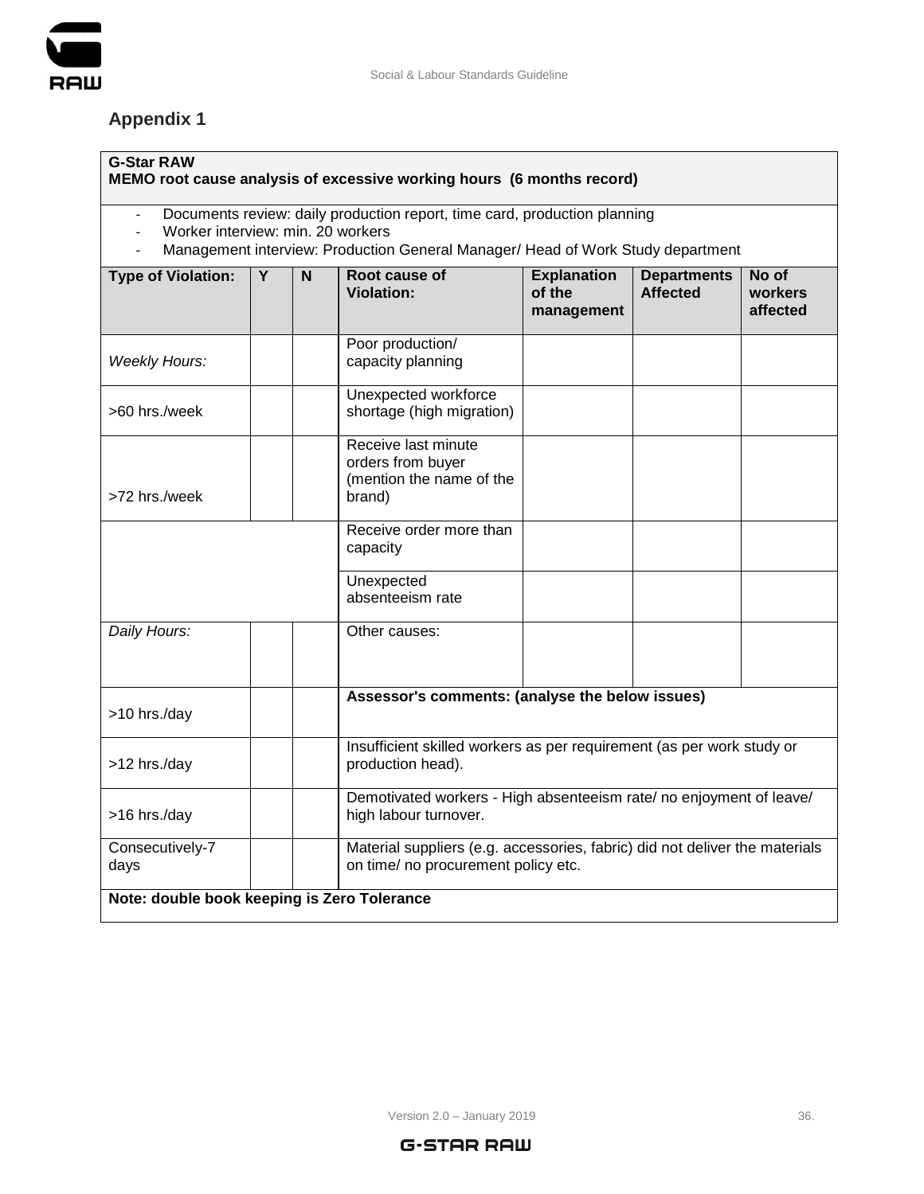## Appendix 1

**G-Star RAW**
**MEMO root cause analysis of excessive working hours (6 months record)**

- Documents review: daily production report, time card, production planning
- Worker interview: min. 20 workers
- Management interview: Production General Manager/ Head of Work Study department

| Type of Violation: | Y | N | Root cause of Violation: | Explanation of the management | Departments Affected | No of workers affected |
|---|---|---|---|---|---|---|
| *Weekly Hours:* | | | Poor production/ capacity planning | | | |
| >60 hrs./week | | | Unexpected workforce shortage (high migration) | | | |
| >72 hrs./week | | | Receive last minute orders from buyer (mention the name of the brand) | | | |
| | | | Receive order more than capacity | | | |
| | | | Unexpected absenteeism rate | | | |
| *Daily Hours:* | | | Other causes: | | | |
| >10 hrs./day | | | **Assessor's comments: (analyse the below issues)** | | | |
| >12 hrs./day | | | Insufficient skilled workers as per requirement (as per work study or production head). | | | |
| >16 hrs./day | | | Demotivated workers - High absenteeism rate/ no enjoyment of leave/ high labour turnover. | | | |
| Consecutively-7 days | | | Material suppliers (e.g. accessories, fabric) did not deliver the materials on time/ no procurement policy etc. | | | |

**Note: double book keeping is Zero Tolerance**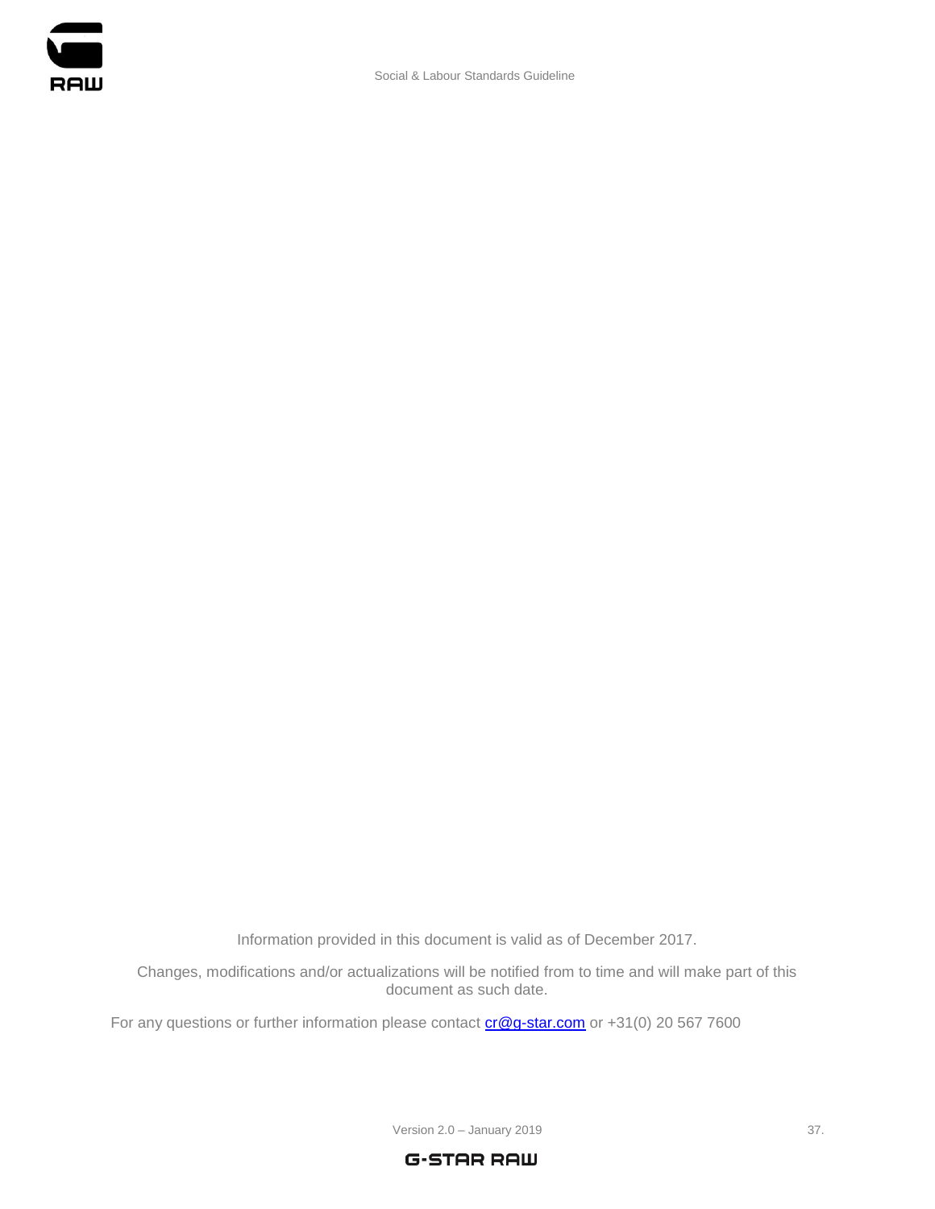Information provided in this document is valid as of December 2017.

Changes, modifications and/or actualizations will be notified from to time and will make part of this document as such date.

For any questions or further information please contact cr@g-star.com or +31(0) 20 567 7600